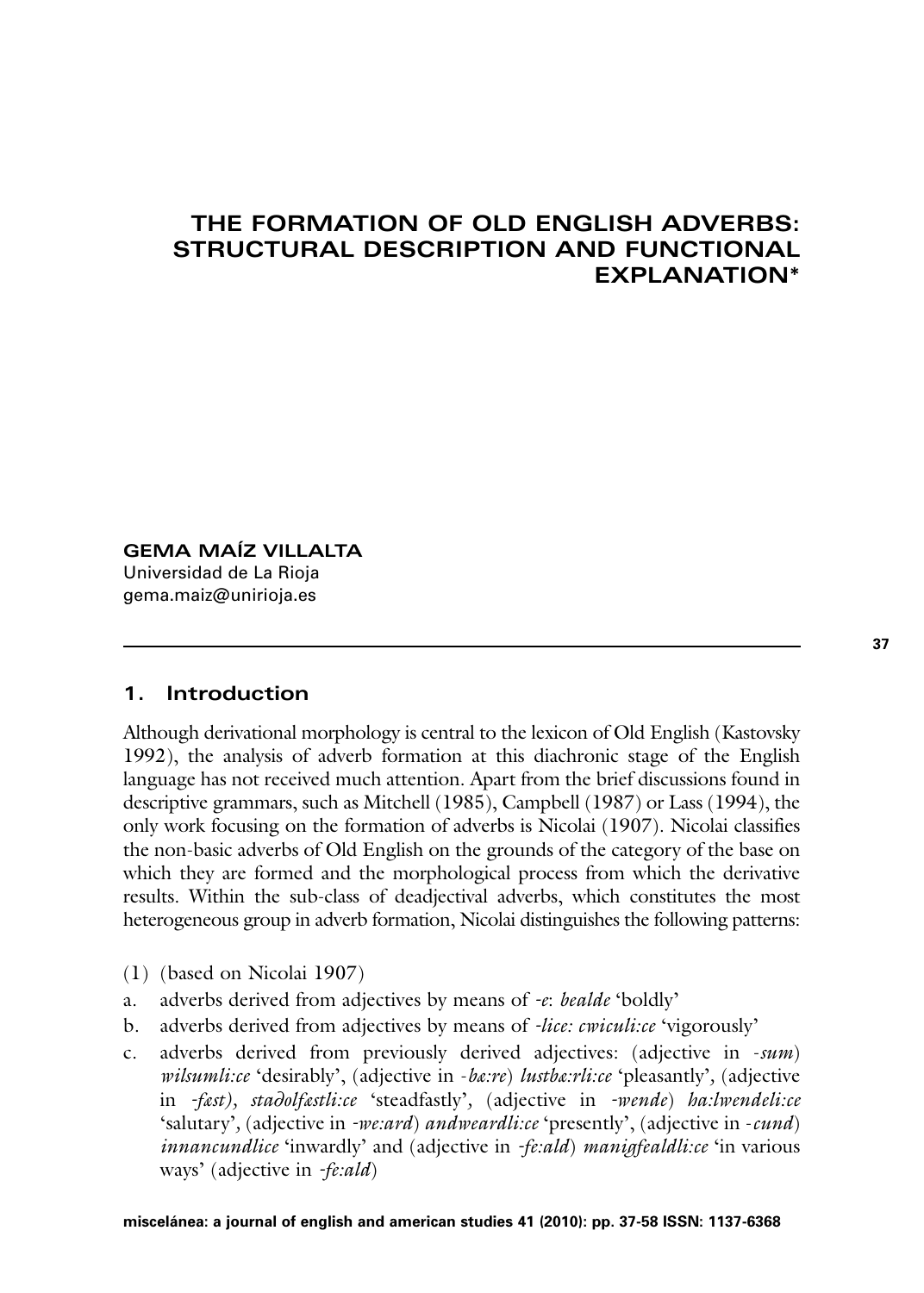# THE FORMATION OF OLD ENGLISH ADVERBS: STRUCTURAL DESCRIPTION AND FUNCTIONAL EXPLANATION*

**GEMA MAÍZ VILLALTA**
Universidad de La Rioja
gema.maiz@unirioja.es

## 1. Introduction

Although derivational morphology is central to the lexicon of Old English (Kastovsky 1992), the analysis of adverb formation at this diachronic stage of the English language has not received much attention. Apart from the brief discussions found in descriptive grammars, such as Mitchell (1985), Campbell (1987) or Lass (1994), the only work focusing on the formation of adverbs is Nicolai (1907). Nicolai classifies the non-basic adverbs of Old English on the grounds of the category of the base on which they are formed and the morphological process from which the derivative results. Within the sub-class of deadjectival adverbs, which constitutes the most heterogeneous group in adverb formation, Nicolai distinguishes the following patterns:

(1) (based on Nicolai 1907)

a. adverbs derived from adjectives by means of *-e*: *bealde* 'boldly'

b. adverbs derived from adjectives by means of *-lice: cwiculi:ce* 'vigorously'

c. adverbs derived from previously derived adjectives: (adjective in *-sum*) *wilsumli:ce* 'desirably', (adjective in *-bæ:re*) *lustbæ:rli:ce* 'pleasantly', (adjective in *-fæst), staðolfæstli:ce* 'steadfastly', (adjective in *-wende*) *ha:lwendeli:ce* 'salutary', (adjective in *-we:ard*) *andweardli:ce* 'presently', (adjective in *-cund*) *innancundlice* 'inwardly' and (adjective in *-fe:ald*) *manigfealdli:ce* 'in various ways' (adjective in *-fe:ald*)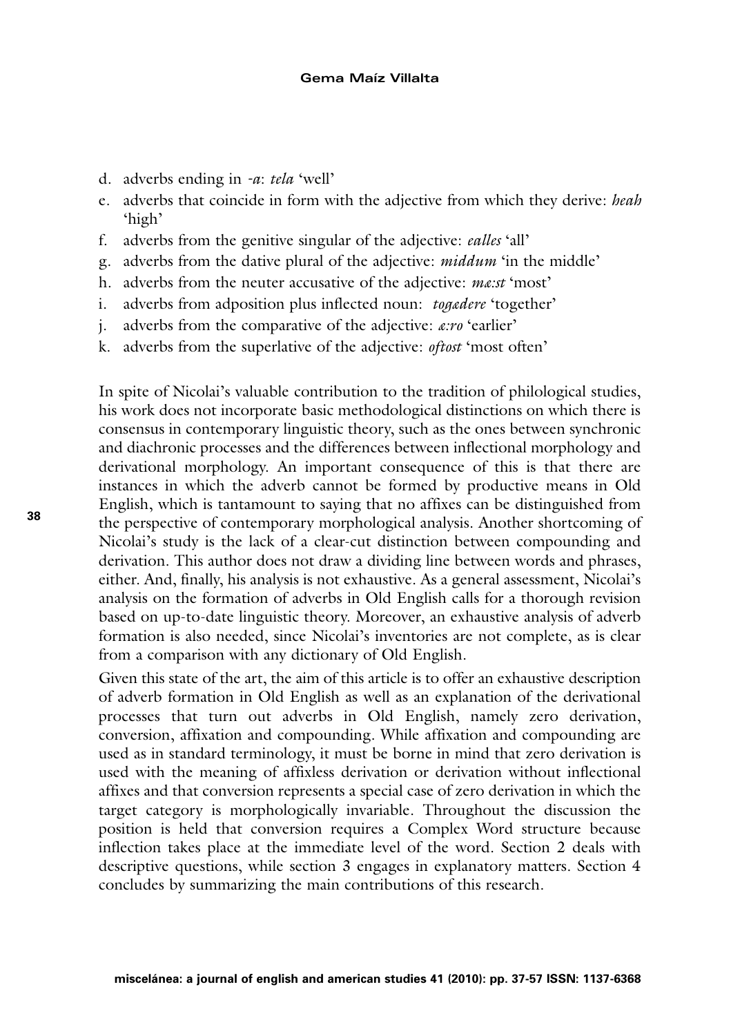d. adverbs ending in *-a*: *tela* 'well'
e. adverbs that coincide in form with the adjective from which they derive: *heah* 'high'
f. adverbs from the genitive singular of the adjective: *ealles* 'all'
g. adverbs from the dative plural of the adjective: *middum* 'in the middle'
h. adverbs from the neuter accusative of the adjective: *mæ:st* 'most'
i. adverbs from adposition plus inflected noun: *togædere* 'together'
j. adverbs from the comparative of the adjective: *æ:ro* 'earlier'
k. adverbs from the superlative of the adjective: *oftost* 'most often'

In spite of Nicolai's valuable contribution to the tradition of philological studies, his work does not incorporate basic methodological distinctions on which there is consensus in contemporary linguistic theory, such as the ones between synchronic and diachronic processes and the differences between inflectional morphology and derivational morphology. An important consequence of this is that there are instances in which the adverb cannot be formed by productive means in Old English, which is tantamount to saying that no affixes can be distinguished from the perspective of contemporary morphological analysis. Another shortcoming of Nicolai's study is the lack of a clear-cut distinction between compounding and derivation. This author does not draw a dividing line between words and phrases, either. And, finally, his analysis is not exhaustive. As a general assessment, Nicolai's analysis on the formation of adverbs in Old English calls for a thorough revision based on up-to-date linguistic theory. Moreover, an exhaustive analysis of adverb formation is also needed, since Nicolai's inventories are not complete, as is clear from a comparison with any dictionary of Old English.

Given this state of the art, the aim of this article is to offer an exhaustive description of adverb formation in Old English as well as an explanation of the derivational processes that turn out adverbs in Old English, namely zero derivation, conversion, affixation and compounding. While affixation and compounding are used as in standard terminology, it must be borne in mind that zero derivation is used with the meaning of affixless derivation or derivation without inflectional affixes and that conversion represents a special case of zero derivation in which the target category is morphologically invariable. Throughout the discussion the position is held that conversion requires a Complex Word structure because inflection takes place at the immediate level of the word. Section 2 deals with descriptive questions, while section 3 engages in explanatory matters. Section 4 concludes by summarizing the main contributions of this research.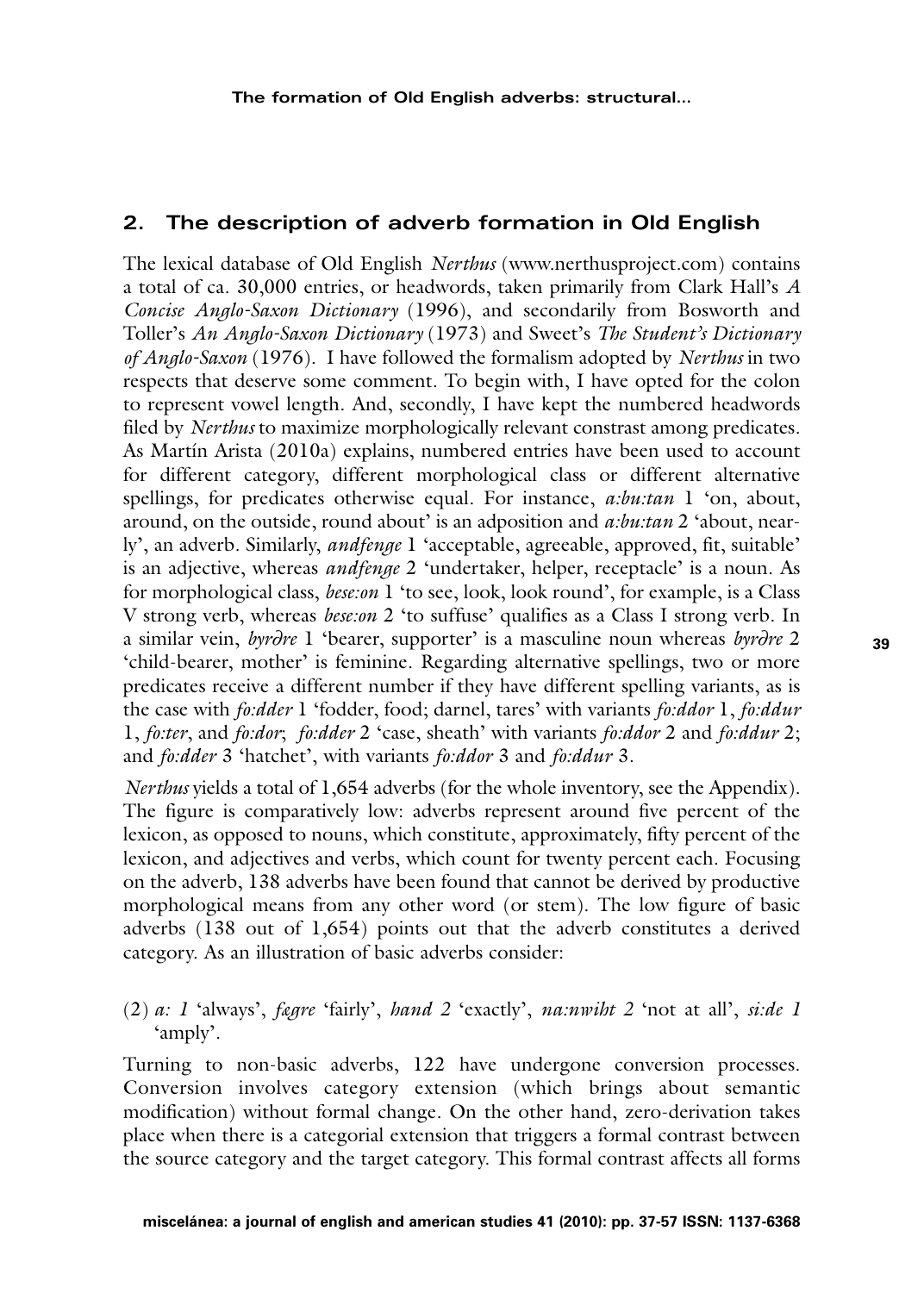## 2. The description of adverb formation in Old English

The lexical database of Old English *Nerthus* (www.nerthusproject.com) contains a total of ca. 30,000 entries, or headwords, taken primarily from Clark Hall's *A Concise Anglo-Saxon Dictionary* (1996), and secondarily from Bosworth and Toller's *An Anglo-Saxon Dictionary* (1973) and Sweet's *The Student's Dictionary of Anglo-Saxon* (1976). I have followed the formalism adopted by *Nerthus* in two respects that deserve some comment. To begin with, I have opted for the colon to represent vowel length. And, secondly, I have kept the numbered headwords filed by *Nerthus* to maximize morphologically relevant constrast among predicates. As Martín Arista (2010a) explains, numbered entries have been used to account for different category, different morphological class or different alternative spellings, for predicates otherwise equal. For instance, *a:bu:tan* 1 'on, about, around, on the outside, round about' is an adposition and *a:bu:tan* 2 'about, nearly', an adverb. Similarly, *andfenge* 1 'acceptable, agreeable, approved, fit, suitable' is an adjective, whereas *andfenge* 2 'undertaker, helper, receptacle' is a noun. As for morphological class, *bese:on* 1 'to see, look, look round', for example, is a Class V strong verb, whereas *bese:on* 2 'to suffuse' qualifies as a Class I strong verb. In a similar vein, *byrðre* 1 'bearer, supporter' is a masculine noun whereas *byrðre* 2 'child-bearer, mother' is feminine. Regarding alternative spellings, two or more predicates receive a different number if they have different spelling variants, as is the case with *fo:dder* 1 'fodder, food; darnel, tares' with variants *fo:ddor* 1, *fo:ddur* 1, *fo:ter*, and *fo:dor*; *fo:dder* 2 'case, sheath' with variants *fo:ddor* 2 and *fo:ddur* 2; and *fo:dder* 3 'hatchet', with variants *fo:ddor* 3 and *fo:ddur* 3.

*Nerthus* yields a total of 1,654 adverbs (for the whole inventory, see the Appendix). The figure is comparatively low: adverbs represent around five percent of the lexicon, as opposed to nouns, which constitute, approximately, fifty percent of the lexicon, and adjectives and verbs, which count for twenty percent each. Focusing on the adverb, 138 adverbs have been found that cannot be derived by productive morphological means from any other word (or stem). The low figure of basic adverbs (138 out of 1,654) points out that the adverb constitutes a derived category. As an illustration of basic adverbs consider:

(2) *a: 1* 'always', *fægre* 'fairly', *hand 2* 'exactly', *na:nwiht 2* 'not at all', *si:de 1* 'amply'.

Turning to non-basic adverbs, 122 have undergone conversion processes. Conversion involves category extension (which brings about semantic modification) without formal change. On the other hand, zero-derivation takes place when there is a categorial extension that triggers a formal contrast between the source category and the target category. This formal contrast affects all forms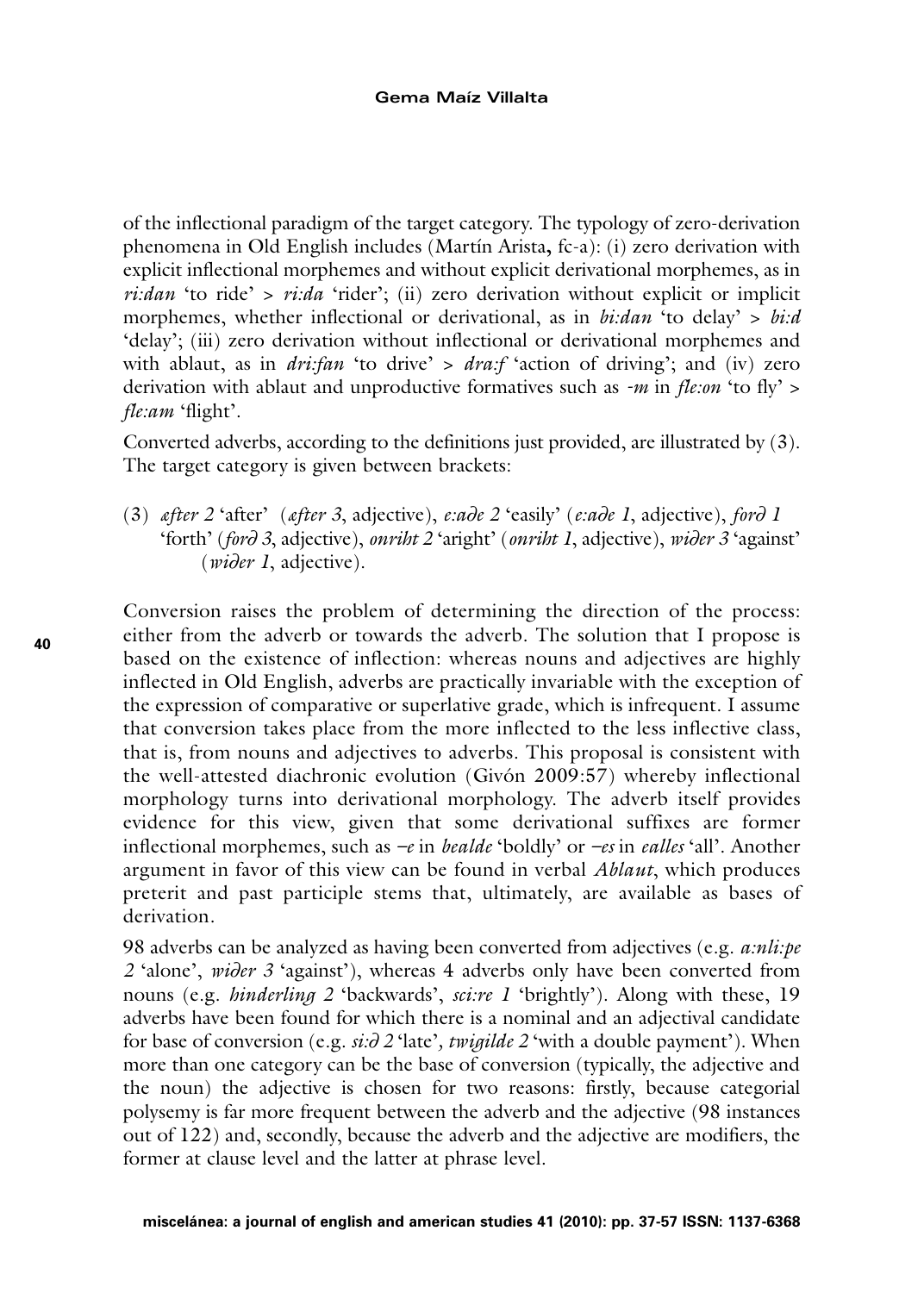of the inflectional paradigm of the target category. The typology of zero-derivation phenomena in Old English includes (Martín Arista, fc-a): (i) zero derivation with explicit inflectional morphemes and without explicit derivational morphemes, as in *ri:dan* 'to ride' > *ri:da* 'rider'; (ii) zero derivation without explicit or implicit morphemes, whether inflectional or derivational, as in *bi:dan* 'to delay' > *bi:d* 'delay'; (iii) zero derivation without inflectional or derivational morphemes and with ablaut, as in *dri:fan* 'to drive' > *dra:f* 'action of driving'; and (iv) zero derivation with ablaut and unproductive formatives such as *-m* in *fle:on* 'to fly' > *fle:am* 'flight'.

Converted adverbs, according to the definitions just provided, are illustrated by (3). The target category is given between brackets:

(3) *æfter 2* 'after' (*æfter 3*, adjective), *e:aðe 2* 'easily' (*e:aðe 1*, adjective), *forð 1* 'forth' (*forð 3*, adjective), *onriht 2* 'aright' (*onriht 1*, adjective), *wiðer 3* 'against' (*wiðer 1*, adjective).

Conversion raises the problem of determining the direction of the process: either from the adverb or towards the adverb. The solution that I propose is based on the existence of inflection: whereas nouns and adjectives are highly inflected in Old English, adverbs are practically invariable with the exception of the expression of comparative or superlative grade, which is infrequent. I assume that conversion takes place from the more inflected to the less inflective class, that is, from nouns and adjectives to adverbs. This proposal is consistent with the well-attested diachronic evolution (Givón 2009:57) whereby inflectional morphology turns into derivational morphology. The adverb itself provides evidence for this view, given that some derivational suffixes are former inflectional morphemes, such as *–e* in *bealde* 'boldly' or *–es* in *ealles* 'all'. Another argument in favor of this view can be found in verbal *Ablaut*, which produces preterit and past participle stems that, ultimately, are available as bases of derivation.

98 adverbs can be analyzed as having been converted from adjectives (e.g. *a:nli:pe 2* 'alone', *wiðer 3* 'against'), whereas 4 adverbs only have been converted from nouns (e.g. *hinderling 2* 'backwards', *sci:re 1* 'brightly'). Along with these, 19 adverbs have been found for which there is a nominal and an adjectival candidate for base of conversion (e.g. *si:ð 2* 'late', *twigilde 2* 'with a double payment'). When more than one category can be the base of conversion (typically, the adjective and the noun) the adjective is chosen for two reasons: firstly, because categorial polysemy is far more frequent between the adverb and the adjective (98 instances out of 122) and, secondly, because the adverb and the adjective are modifiers, the former at clause level and the latter at phrase level.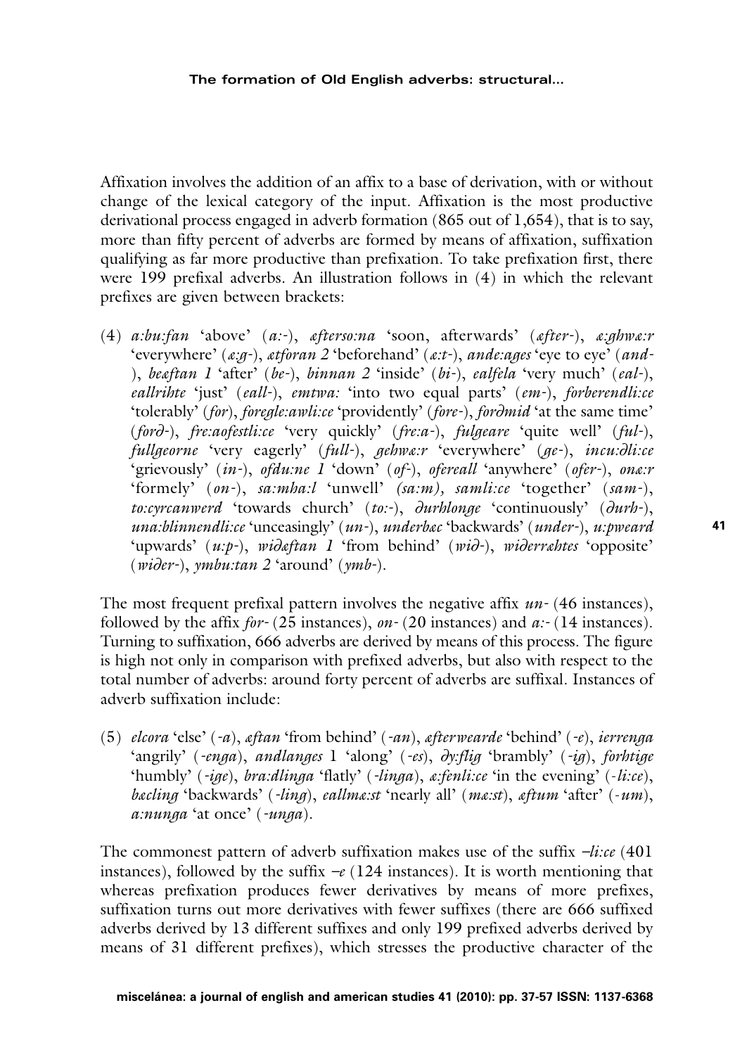Affixation involves the addition of an affix to a base of derivation, with or without change of the lexical category of the input. Affixation is the most productive derivational process engaged in adverb formation (865 out of 1,654), that is to say, more than fifty percent of adverbs are formed by means of affixation, suffixation qualifying as far more productive than prefixation. To take prefixation first, there were 199 prefixal adverbs. An illustration follows in (4) in which the relevant prefixes are given between brackets:

(4) *a:bu:fan* 'above' (*a:-*), *æfterso:na* 'soon, afterwards' (*æfter-*), *æ:ghwæ:r* 'everywhere' (*æ:g-*), *ætforan 2* 'beforehand' (*æ:t-*), *ande:ages* 'eye to eye' (*and-*), *beæftan 1* 'after' (*be-*), *binnan 2* 'inside' (*bi-*), *ealfela* 'very much' (*eal-*), *eallrihte* 'just' (*eall-*), *emtwa:* 'into two equal parts' (*em-*), *forberendli:ce* 'tolerably' (*for*), *foregle:awli:ce* 'providently' (*fore-*), *forðmid* 'at the same time' (*forð-*), *fre:aofestli:ce* 'very quickly' (*fre:a-*), *fulgeare* 'quite well' (*ful-*), *fullgeorne* 'very eagerly' (*full-*), *gehwæ:r* 'everywhere' (*ge-*), *incu:ðli:ce* 'grievously' (*in-*), *ofdu:ne 1* 'down' (*of-*), *ofereall* 'anywhere' (*ofer-*), *onæ:r* 'formely' (*on-*), *sa:mha:l* 'unwell' *(sa:m)*, *samli:ce* 'together' (*sam-*), *to:cyrcanwerd* 'towards church' (*to:-*), *ðurhlonge* 'continuously' (*ðurh-*), *una:blinnendli:ce* 'unceasingly' (*un-*), *underbæc* 'backwards' (*under-*), *u:pweard* 'upwards' (*u:p-*), *wiðæftan 1* 'from behind' (*wið-*), *wiðerræhtes* 'opposite' (*wiðer-*), *ymbu:tan 2* 'around' (*ymb-*).

The most frequent prefixal pattern involves the negative affix *un-* (46 instances), followed by the affix *for-* (25 instances), *on-* (20 instances) and *a:-* (14 instances). Turning to suffixation, 666 adverbs are derived by means of this process. The figure is high not only in comparison with prefixed adverbs, but also with respect to the total number of adverbs: around forty percent of adverbs are suffixal. Instances of adverb suffixation include:

(5) *elcora* 'else' (*-a*), *æftan* 'from behind' (*-an*), *æfterwearde* 'behind' (*-e*), *ierrenga* 'angrily' (*-enga*), *andlanges* 1 'along' (*-es*), *ðy:flig* 'brambly' (*-ig*), *forhtige* 'humbly' (*-ige*), *bra:dlinga* 'flatly' (*-linga*), *æ:fenli:ce* 'in the evening' (*-li:ce*), *bæcling* 'backwards' (*-ling*), *eallmæ:st* 'nearly all' (*mæ:st*), *æftum* 'after' (*-um*), *a:nunga* 'at once' (*-unga*).

The commonest pattern of adverb suffixation makes use of the suffix *–li:ce* (401 instances), followed by the suffix *–e* (124 instances). It is worth mentioning that whereas prefixation produces fewer derivatives by means of more prefixes, suffixation turns out more derivatives with fewer suffixes (there are 666 suffixed adverbs derived by 13 different suffixes and only 199 prefixed adverbs derived by means of 31 different prefixes), which stresses the productive character of the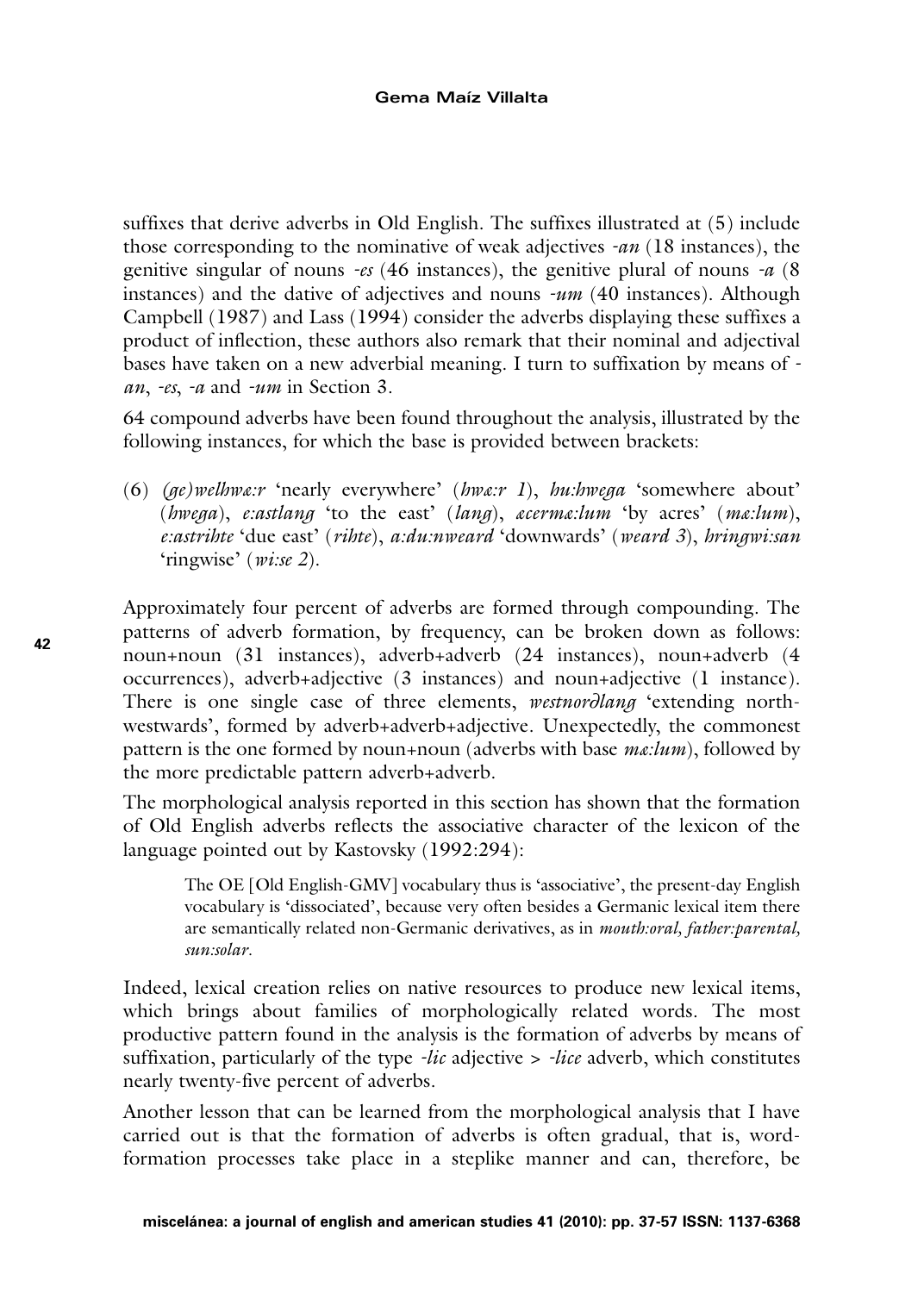suffixes that derive adverbs in Old English. The suffixes illustrated at (5) include those corresponding to the nominative of weak adjectives *-an* (18 instances), the genitive singular of nouns *-es* (46 instances), the genitive plural of nouns *-a* (8 instances) and the dative of adjectives and nouns *-um* (40 instances). Although Campbell (1987) and Lass (1994) consider the adverbs displaying these suffixes a product of inflection, these authors also remark that their nominal and adjectival bases have taken on a new adverbial meaning. I turn to suffixation by means of *-an*, *-es*, *-a* and *-um* in Section 3.

64 compound adverbs have been found throughout the analysis, illustrated by the following instances, for which the base is provided between brackets:

(6) *(ge)welhwæ:r* 'nearly everywhere' (*hwæ:r 1*), *hu:hwega* 'somewhere about' (*hwega*), *e:astlang* 'to the east' (*lang*), *æcermæ:lum* 'by acres' (*mæ:lum*), *e:astrihte* 'due east' (*rihte*), *a:du:nweard* 'downwards' (*weard 3*), *hringwi:san* 'ringwise' (*wi:se 2*).

Approximately four percent of adverbs are formed through compounding. The patterns of adverb formation, by frequency, can be broken down as follows: noun+noun (31 instances), adverb+adverb (24 instances), noun+adverb (4 occurrences), adverb+adjective (3 instances) and noun+adjective (1 instance). There is one single case of three elements, *westnorðlang* 'extending north-westwards', formed by adverb+adverb+adjective. Unexpectedly, the commonest pattern is the one formed by noun+noun (adverbs with base *mæ:lum*), followed by the more predictable pattern adverb+adverb.

The morphological analysis reported in this section has shown that the formation of Old English adverbs reflects the associative character of the lexicon of the language pointed out by Kastovsky (1992:294):

> The OE [Old English-GMV] vocabulary thus is 'associative', the present-day English vocabulary is 'dissociated', because very often besides a Germanic lexical item there are semantically related non-Germanic derivatives, as in *mouth:oral, father:parental, sun:solar*.

Indeed, lexical creation relies on native resources to produce new lexical items, which brings about families of morphologically related words. The most productive pattern found in the analysis is the formation of adverbs by means of suffixation, particularly of the type *-lic* adjective > *-lice* adverb, which constitutes nearly twenty-five percent of adverbs.

Another lesson that can be learned from the morphological analysis that I have carried out is that the formation of adverbs is often gradual, that is, word-formation processes take place in a steplike manner and can, therefore, be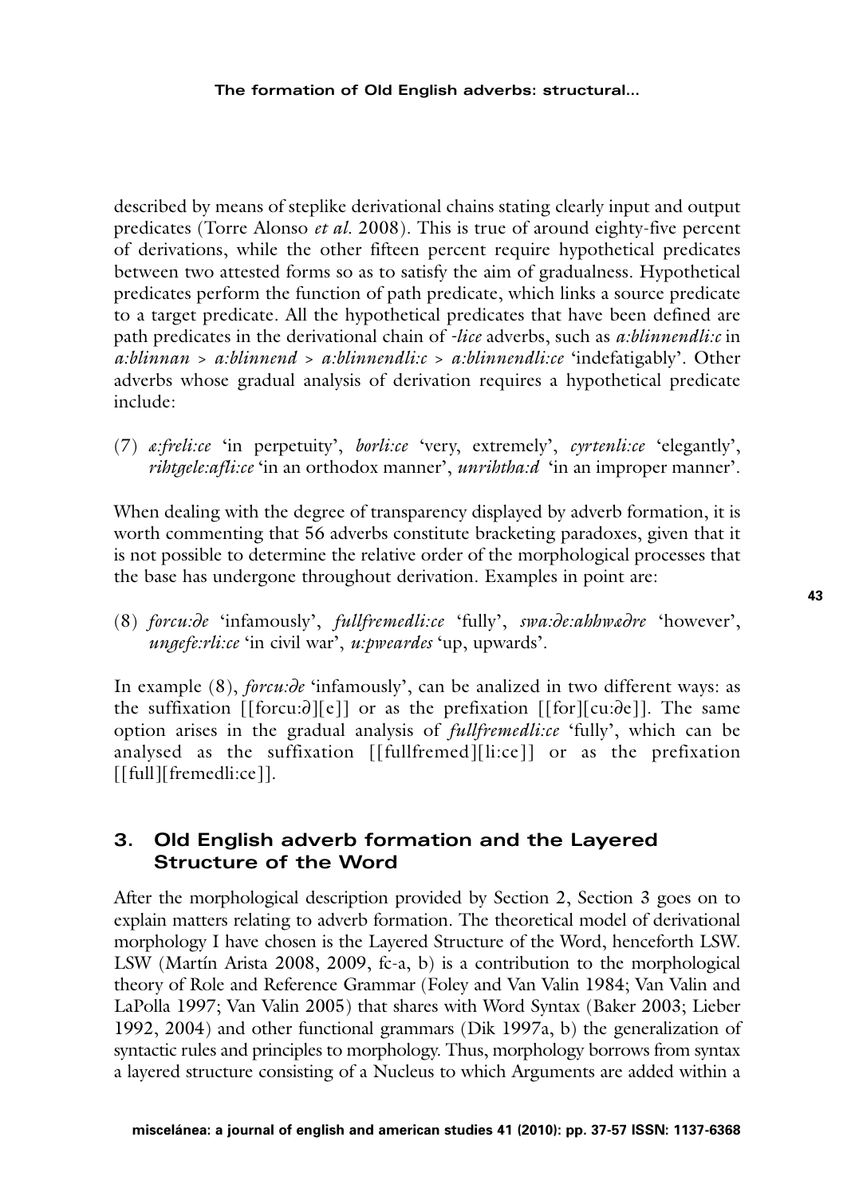described by means of steplike derivational chains stating clearly input and output predicates (Torre Alonso *et al.* 2008). This is true of around eighty-five percent of derivations, while the other fifteen percent require hypothetical predicates between two attested forms so as to satisfy the aim of gradualness. Hypothetical predicates perform the function of path predicate, which links a source predicate to a target predicate. All the hypothetical predicates that have been defined are path predicates in the derivational chain of *-lice* adverbs, such as *a:blinnendli:c* in *a:blinnan* > *a:blinnend* > *a:blinnendli:c* > *a:blinnendli:ce* 'indefatigably'. Other adverbs whose gradual analysis of derivation requires a hypothetical predicate include:

(7) *æ:freli:ce* 'in perpetuity', *borli:ce* 'very, extremely', *cyrtenli:ce* 'elegantly', *rihtgele:afli:ce* 'in an orthodox manner', *unrihtha:d* 'in an improper manner'.

When dealing with the degree of transparency displayed by adverb formation, it is worth commenting that 56 adverbs constitute bracketing paradoxes, given that it is not possible to determine the relative order of the morphological processes that the base has undergone throughout derivation. Examples in point are:

(8) *forcu:ðe* 'infamously', *fullfremedli:ce* 'fully', *swa:ðe:ahhwæðre* 'however', *ungefe:rli:ce* 'in civil war', *u:pweardes* 'up, upwards'.

In example (8), *forcu:ðe* 'infamously', can be analized in two different ways: as the suffixation [[forcu:ð][e]] or as the prefixation [[for][cu:ðe]]. The same option arises in the gradual analysis of *fullfremedli:ce* 'fully', which can be analysed as the suffixation [[fullfremed][li:ce]] or as the prefixation [[full][fremedli:ce]].

## 3. Old English adverb formation and the Layered Structure of the Word

After the morphological description provided by Section 2, Section 3 goes on to explain matters relating to adverb formation. The theoretical model of derivational morphology I have chosen is the Layered Structure of the Word, henceforth LSW. LSW (Martín Arista 2008, 2009, fc-a, b) is a contribution to the morphological theory of Role and Reference Grammar (Foley and Van Valin 1984; Van Valin and LaPolla 1997; Van Valin 2005) that shares with Word Syntax (Baker 2003; Lieber 1992, 2004) and other functional grammars (Dik 1997a, b) the generalization of syntactic rules and principles to morphology. Thus, morphology borrows from syntax a layered structure consisting of a Nucleus to which Arguments are added within a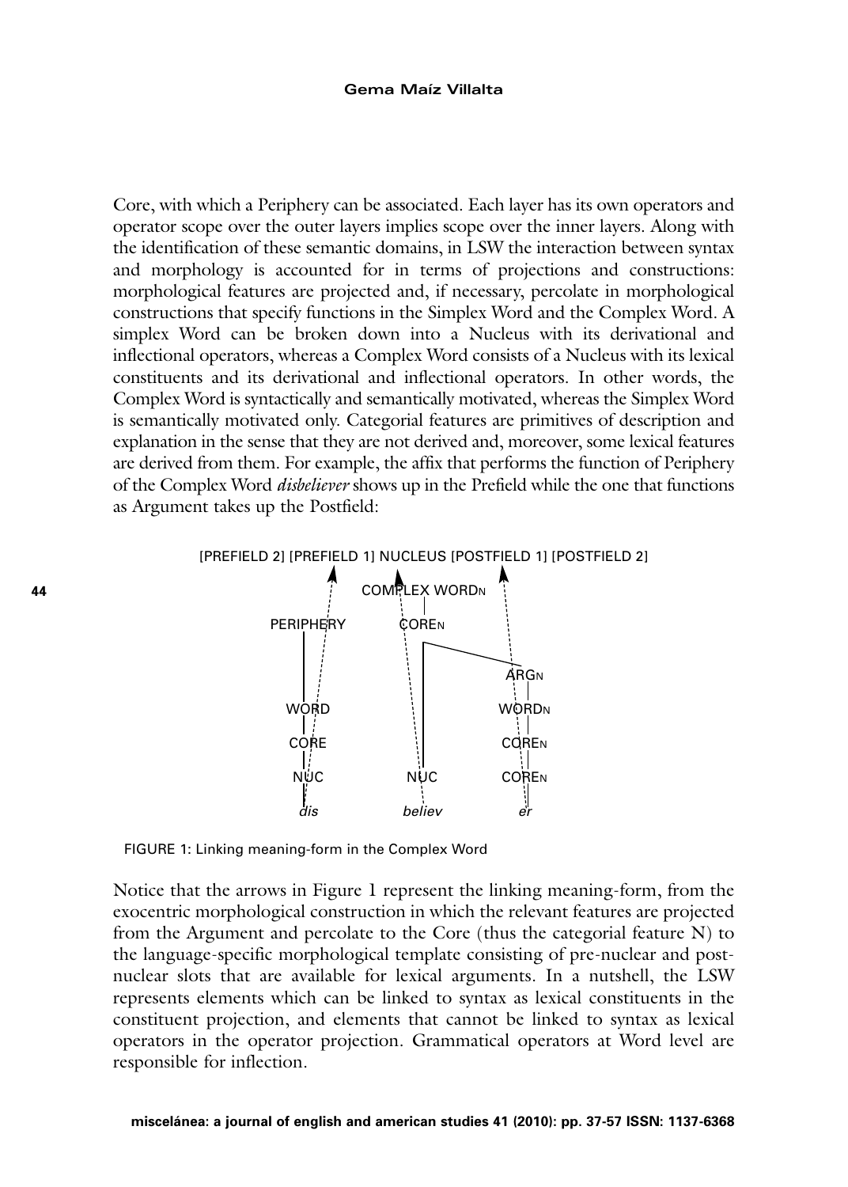Core, with which a Periphery can be associated. Each layer has its own operators and operator scope over the outer layers implies scope over the inner layers. Along with the identification of these semantic domains, in LSW the interaction between syntax and morphology is accounted for in terms of projections and constructions: morphological features are projected and, if necessary, percolate in morphological constructions that specify functions in the Simplex Word and the Complex Word. A simplex Word can be broken down into a Nucleus with its derivational and inflectional operators, whereas a Complex Word consists of a Nucleus with its lexical constituents and its derivational and inflectional operators. In other words, the Complex Word is syntactically and semantically motivated, whereas the Simplex Word is semantically motivated only. Categorial features are primitives of description and explanation in the sense that they are not derived and, moreover, some lexical features are derived from them. For example, the affix that performs the function of Periphery of the Complex Word *disbeliever* shows up in the Prefield while the one that functions as Argument takes up the Postfield:

```
[PREFIELD 2] [PREFIELD 1] NUCLEUS [POSTFIELD 1] [POSTFIELD 2]

                    COMPLEX WORDN
                         |
     PERIPHERY         COREN
         |               |_____________
         |               |             ARGN
       WORD              |              |
         |               |            WORDN
       CORE              |              |
         |               |            COREN
        NUC             NUC           COREN
         |               |              |
        dis            believ           er
```

FIGURE 1: Linking meaning-form in the Complex Word

Notice that the arrows in Figure 1 represent the linking meaning-form, from the exocentric morphological construction in which the relevant features are projected from the Argument and percolate to the Core (thus the categorial feature N) to the language-specific morphological template consisting of pre-nuclear and post-nuclear slots that are available for lexical arguments. In a nutshell, the LSW represents elements which can be linked to syntax as lexical constituents in the constituent projection, and elements that cannot be linked to syntax as lexical operators in the operator projection. Grammatical operators at Word level are responsible for inflection.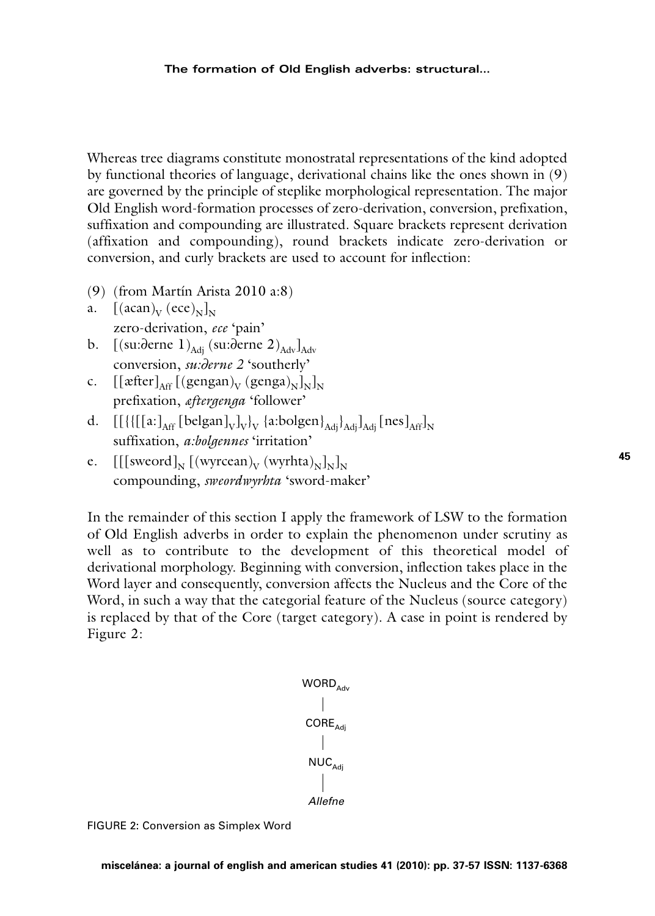Whereas tree diagrams constitute monostratal representations of the kind adopted by functional theories of language, derivational chains like the ones shown in (9) are governed by the principle of steplike morphological representation. The major Old English word-formation processes of zero-derivation, conversion, prefixation, suffixation and compounding are illustrated. Square brackets represent derivation (affixation and compounding), round brackets indicate zero-derivation or conversion, and curly brackets are used to account for inflection:

(9) (from Martín Arista 2010 a:8)

a. $[(\text{acan})_V\ (\text{ece})_N]_N$
zero-derivation, *ece* 'pain'

b. $[(\text{su:}\partial\text{erne 1})_{Adj}\ (\text{su:}\partial\text{erne 2})_{Adv}]_{Adv}$
conversion, *su:ðerne 2* 'southerly'

c. $[[\text{æfter}]_{Aff}\ [(\text{gengan})_V\ (\text{genga})_N]_N]_N$
prefixation, *æftergenga* 'follower'

d. $[[\{\{[[\text{a:}]_{Aff}\ [\text{belgan}]_V]_V\}_V\ \{\text{a:bolgen}\}_{Adj}\}_{Adj}]_{Adj}\ [\text{nes}]_{Aff}]_N$
suffixation, *a:bolgennes* 'irritation'

e. $[[[\text{sweord}]_N\ [(\text{wyrcean})_V\ (\text{wyrhta})_N]_N]_N$
compounding, *sweordwyrhta* 'sword-maker'

In the remainder of this section I apply the framework of LSW to the formation of Old English adverbs in order to explain the phenomenon under scrutiny as well as to contribute to the development of this theoretical model of derivational morphology. Beginning with conversion, inflection takes place in the Word layer and consequently, conversion affects the Nucleus and the Core of the Word, in such a way that the categorial feature of the Nucleus (source category) is replaced by that of the Core (target category). A case in point is rendered by Figure 2:

```
WORD_Adv
   |
CORE_Adj
   |
NUC_Adj
   |
Allefne
```

FIGURE 2: Conversion as Simplex Word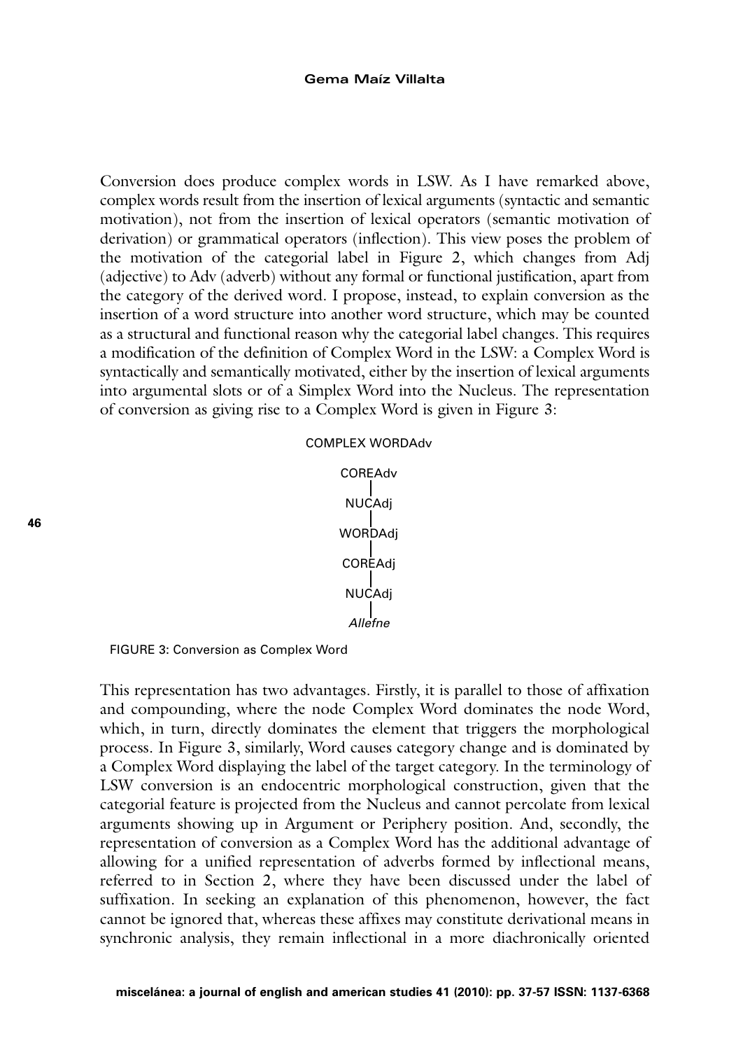Conversion does produce complex words in LSW. As I have remarked above, complex words result from the insertion of lexical arguments (syntactic and semantic motivation), not from the insertion of lexical operators (semantic motivation of derivation) or grammatical operators (inflection). This view poses the problem of the motivation of the categorial label in Figure 2, which changes from Adj (adjective) to Adv (adverb) without any formal or functional justification, apart from the category of the derived word. I propose, instead, to explain conversion as the insertion of a word structure into another word structure, which may be counted as a structural and functional reason why the categorial label changes. This requires a modification of the definition of Complex Word in the LSW: a Complex Word is syntactically and semantically motivated, either by the insertion of lexical arguments into argumental slots or of a Simplex Word into the Nucleus. The representation of conversion as giving rise to a Complex Word is given in Figure 3:

```
COMPLEX WORDAdv

    COREAdv
       |
    NUCAdj
       |
    WORDAdj
       |
    COREAdj
       |
    NUCAdj
       |
    Allefne
```

FIGURE 3: Conversion as Complex Word

This representation has two advantages. Firstly, it is parallel to those of affixation and compounding, where the node Complex Word dominates the node Word, which, in turn, directly dominates the element that triggers the morphological process. In Figure 3, similarly, Word causes category change and is dominated by a Complex Word displaying the label of the target category. In the terminology of LSW conversion is an endocentric morphological construction, given that the categorial feature is projected from the Nucleus and cannot percolate from lexical arguments showing up in Argument or Periphery position. And, secondly, the representation of conversion as a Complex Word has the additional advantage of allowing for a unified representation of adverbs formed by inflectional means, referred to in Section 2, where they have been discussed under the label of suffixation. In seeking an explanation of this phenomenon, however, the fact cannot be ignored that, whereas these affixes may constitute derivational means in synchronic analysis, they remain inflectional in a more diachronically oriented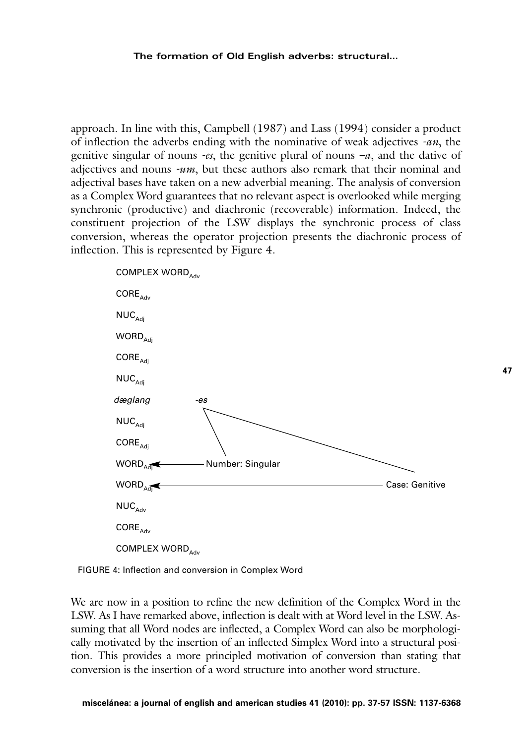approach. In line with this, Campbell (1987) and Lass (1994) consider a product of inflection the adverbs ending with the nominative of weak adjectives *-an*, the genitive singular of nouns *-es*, the genitive plural of nouns *–a*, and the dative of adjectives and nouns *-um*, but these authors also remark that their nominal and adjectival bases have taken on a new adverbial meaning. The analysis of conversion as a Complex Word guarantees that no relevant aspect is overlooked while merging synchronic (productive) and diachronic (recoverable) information. Indeed, the constituent projection of the LSW displays the synchronic process of class conversion, whereas the operator projection presents the diachronic process of inflection. This is represented by Figure 4.

```
COMPLEX WORD_Adv
CORE_Adv
NUC_Adj
WORD_Adj
CORE_Adj
NUC_Adj
dæglang        -es
NUC_Adj
CORE_Adj
WORD_Adj  <———— Number: Singular
WORD_Adj  <———————————————————— Case: Genitive
NUC_Adv
CORE_Adv
COMPLEX WORD_Adv
```

FIGURE 4: Inflection and conversion in Complex Word

We are now in a position to refine the new definition of the Complex Word in the LSW. As I have remarked above, inflection is dealt with at Word level in the LSW. Assuming that all Word nodes are inflected, a Complex Word can also be morphologically motivated by the insertion of an inflected Simplex Word into a structural position. This provides a more principled motivation of conversion than stating that conversion is the insertion of a word structure into another word structure.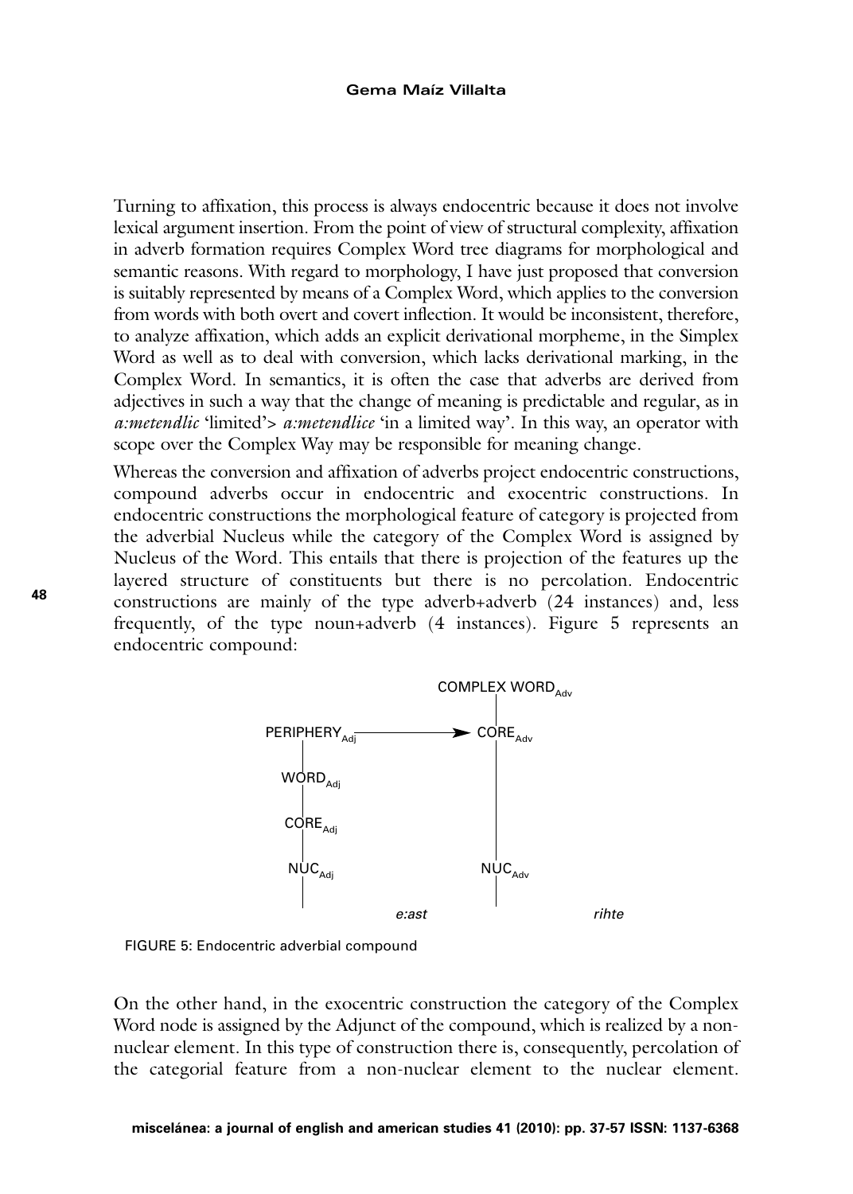Turning to affixation, this process is always endocentric because it does not involve lexical argument insertion. From the point of view of structural complexity, affixation in adverb formation requires Complex Word tree diagrams for morphological and semantic reasons. With regard to morphology, I have just proposed that conversion is suitably represented by means of a Complex Word, which applies to the conversion from words with both overt and covert inflection. It would be inconsistent, therefore, to analyze affixation, which adds an explicit derivational morpheme, in the Simplex Word as well as to deal with conversion, which lacks derivational marking, in the Complex Word. In semantics, it is often the case that adverbs are derived from adjectives in such a way that the change of meaning is predictable and regular, as in *a:metendlic* 'limited'> *a:metendlice* 'in a limited way'. In this way, an operator with scope over the Complex Way may be responsible for meaning change.

Whereas the conversion and affixation of adverbs project endocentric constructions, compound adverbs occur in endocentric and exocentric constructions. In endocentric constructions the morphological feature of category is projected from the adverbial Nucleus while the category of the Complex Word is assigned by Nucleus of the Word. This entails that there is projection of the features up the layered structure of constituents but there is no percolation. Endocentric constructions are mainly of the type adverb+adverb (24 instances) and, less frequently, of the type noun+adverb (4 instances). Figure 5 represents an endocentric compound:

```
                              COMPLEX WORD_Adv
                                   |
PERIPHERY_Adj  ------------->  CORE_Adv
     |                             |
  WORD_Adj                         |
     |                             |
  CORE_Adj                         |
     |                             |
  NUC_Adj                       NUC_Adv
     |                             |
            e:ast                          rihte
```

FIGURE 5: Endocentric adverbial compound

On the other hand, in the exocentric construction the category of the Complex Word node is assigned by the Adjunct of the compound, which is realized by a non-nuclear element. In this type of construction there is, consequently, percolation of the categorial feature from a non-nuclear element to the nuclear element.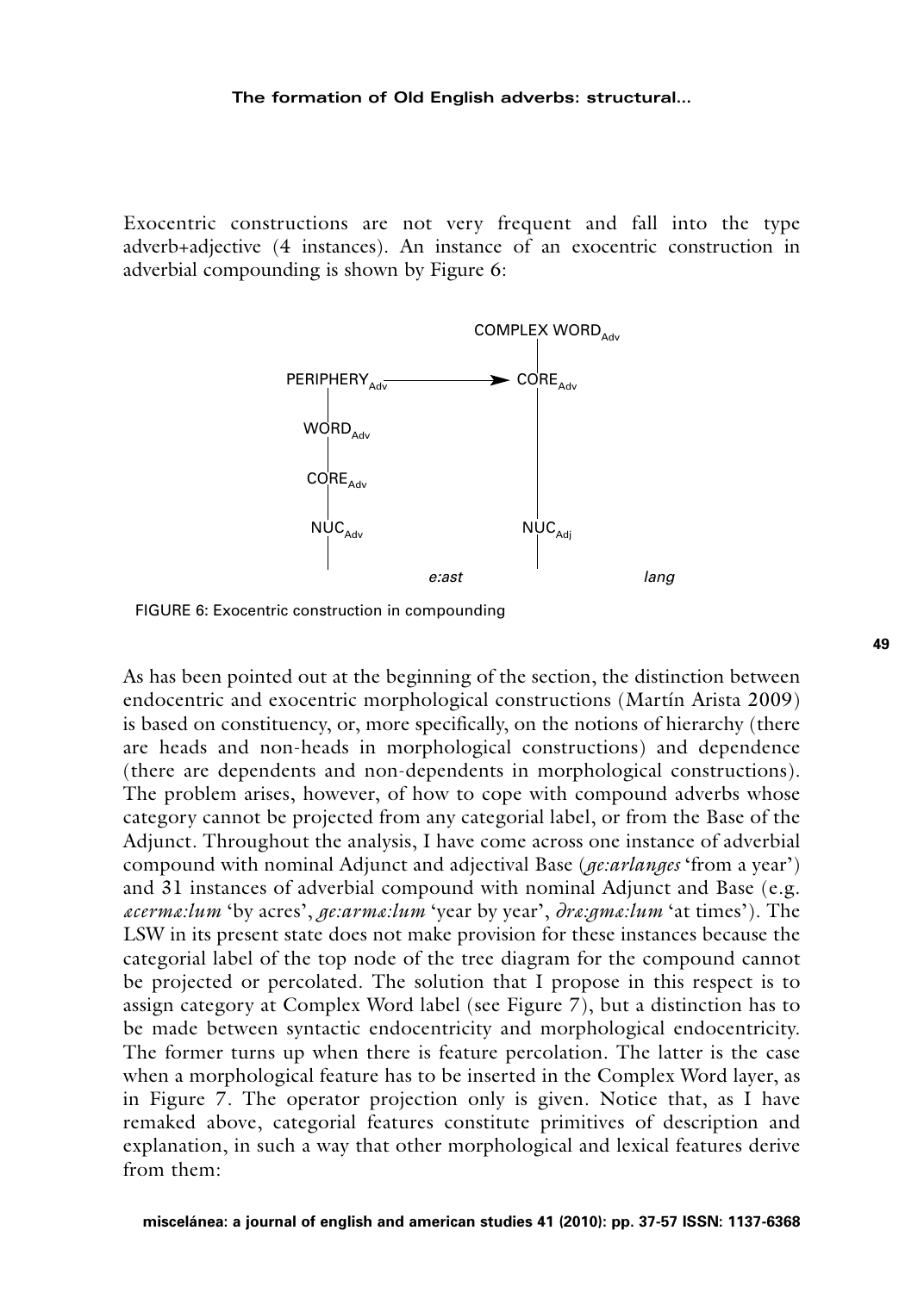Exocentric constructions are not very frequent and fall into the type adverb+adjective (4 instances). An instance of an exocentric construction in adverbial compounding is shown by Figure 6:

```
                                    COMPLEX WORD_Adv
                                          |
        PERIPHERY_Adv  -------------->  CORE_Adv
             |                            |
          WORD_Adv                        |
             |                            |
          CORE_Adv                        |
             |                            |
          NUC_Adv                      NUC_Adj
             |                            |
                      e:ast                         lang
```

FIGURE 6: Exocentric construction in compounding

As has been pointed out at the beginning of the section, the distinction between endocentric and exocentric morphological constructions (Martín Arista 2009) is based on constituency, or, more specifically, on the notions of hierarchy (there are heads and non-heads in morphological constructions) and dependence (there are dependents and non-dependents in morphological constructions). The problem arises, however, of how to cope with compound adverbs whose category cannot be projected from any categorial label, or from the Base of the Adjunct. Throughout the analysis, I have come across one instance of adverbial compound with nominal Adjunct and adjectival Base (*ge:arlanges* 'from a year') and 31 instances of adverbial compound with nominal Adjunct and Base (e.g. *æcermæ:lum* 'by acres', *ge:armæ:lum* 'year by year', *ðræ:gmæ:lum* 'at times'). The LSW in its present state does not make provision for these instances because the categorial label of the top node of the tree diagram for the compound cannot be projected or percolated. The solution that I propose in this respect is to assign category at Complex Word label (see Figure 7), but a distinction has to be made between syntactic endocentricity and morphological endocentricity. The former turns up when there is feature percolation. The latter is the case when a morphological feature has to be inserted in the Complex Word layer, as in Figure 7. The operator projection only is given. Notice that, as I have remaked above, categorial features constitute primitives of description and explanation, in such a way that other morphological and lexical features derive from them: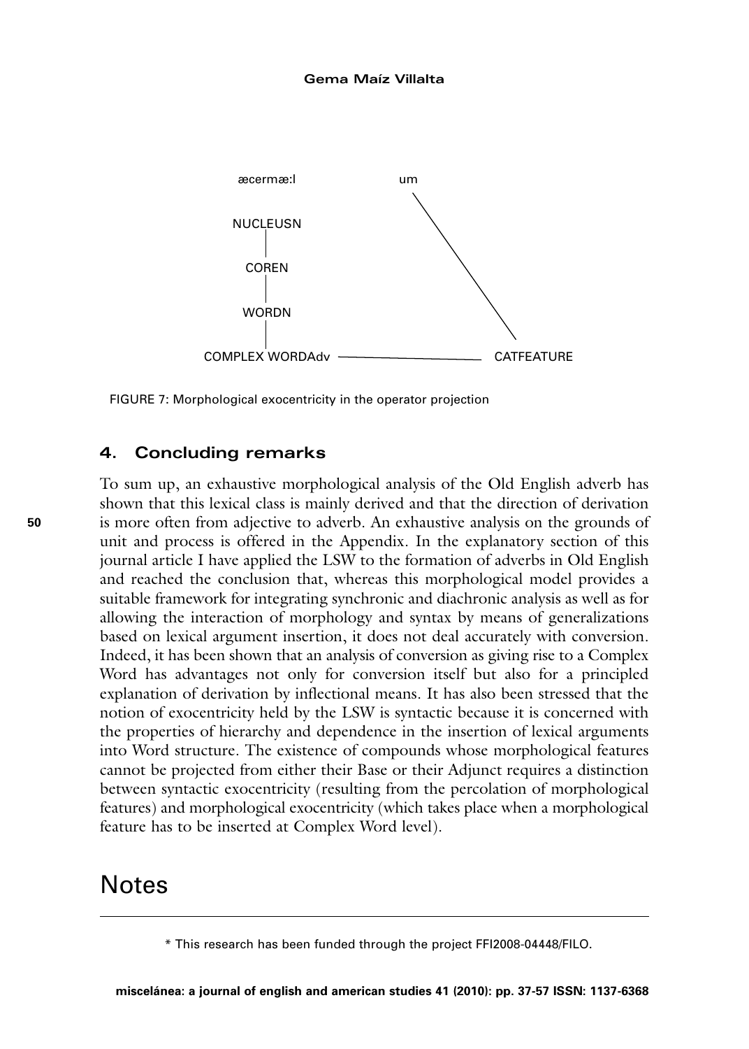```
æcermæ:l                    um

NUCLEUSN
   |
COREN
   |
WORDN
   |
COMPLEX WORDAdv ———————— CATFEATURE
```

FIGURE 7: Morphological exocentricity in the operator projection

## 4. Concluding remarks

To sum up, an exhaustive morphological analysis of the Old English adverb has shown that this lexical class is mainly derived and that the direction of derivation is more often from adjective to adverb. An exhaustive analysis on the grounds of unit and process is offered in the Appendix. In the explanatory section of this journal article I have applied the LSW to the formation of adverbs in Old English and reached the conclusion that, whereas this morphological model provides a suitable framework for integrating synchronic and diachronic analysis as well as for allowing the interaction of morphology and syntax by means of generalizations based on lexical argument insertion, it does not deal accurately with conversion. Indeed, it has been shown that an analysis of conversion as giving rise to a Complex Word has advantages not only for conversion itself but also for a principled explanation of derivation by inflectional means. It has also been stressed that the notion of exocentricity held by the LSW is syntactic because it is concerned with the properties of hierarchy and dependence in the insertion of lexical arguments into Word structure. The existence of compounds whose morphological features cannot be projected from either their Base or their Adjunct requires a distinction between syntactic exocentricity (resulting from the percolation of morphological features) and morphological exocentricity (which takes place when a morphological feature has to be inserted at Complex Word level).

# Notes

* This research has been funded through the project FFI2008-04448/FILO.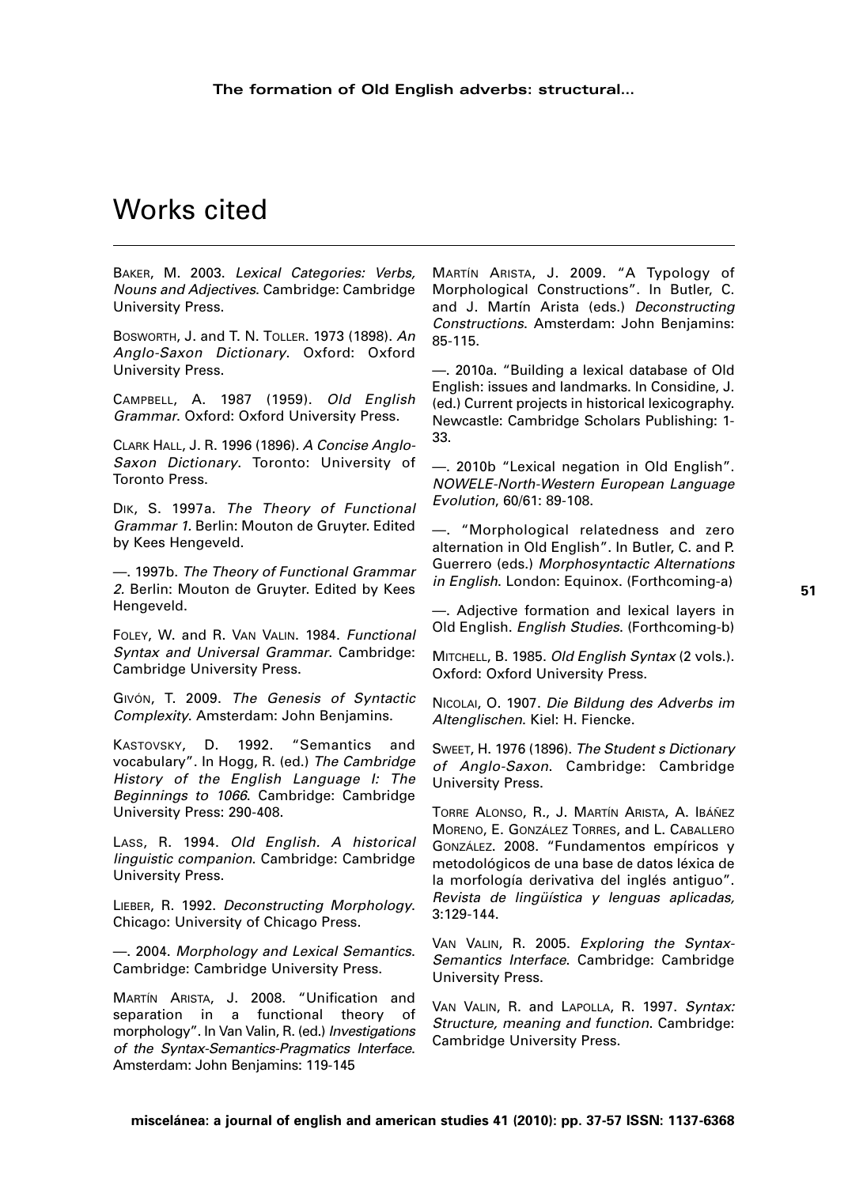# Works cited

Baker, M. 2003. *Lexical Categories: Verbs, Nouns and Adjectives*. Cambridge: Cambridge University Press.

Bosworth, J. and T. N. Toller. 1973 (1898). *An Anglo-Saxon Dictionary*. Oxford: Oxford University Press.

Campbell, A. 1987 (1959). *Old English Grammar*. Oxford: Oxford University Press.

Clark Hall, J. R. 1996 (1896). *A Concise Anglo-Saxon Dictionary*. Toronto: University of Toronto Press.

Dik, S. 1997a. *The Theory of Functional Grammar 1*. Berlin: Mouton de Gruyter. Edited by Kees Hengeveld.

—. 1997b. *The Theory of Functional Grammar 2*. Berlin: Mouton de Gruyter. Edited by Kees Hengeveld.

Foley, W. and R. Van Valin. 1984. *Functional Syntax and Universal Grammar*. Cambridge: Cambridge University Press.

Givón, T. 2009. *The Genesis of Syntactic Complexity*. Amsterdam: John Benjamins.

Kastovsky, D. 1992. "Semantics and vocabulary". In Hogg, R. (ed.) *The Cambridge History of the English Language I: The Beginnings to 1066*. Cambridge: Cambridge University Press: 290-408.

Lass, R. 1994. *Old English. A historical linguistic companion*. Cambridge: Cambridge University Press.

Lieber, R. 1992. *Deconstructing Morphology*. Chicago: University of Chicago Press.

—. 2004. *Morphology and Lexical Semantics*. Cambridge: Cambridge University Press.

Martín Arista, J. 2008. "Unification and separation in a functional theory of morphology". In Van Valin, R. (ed.) *Investigations of the Syntax-Semantics-Pragmatics Interface*. Amsterdam: John Benjamins: 119-145

Martín Arista, J. 2009. "A Typology of Morphological Constructions". In Butler, C. and J. Martín Arista (eds.) *Deconstructing Constructions*. Amsterdam: John Benjamins: 85-115.

—. 2010a. "Building a lexical database of Old English: issues and landmarks. In Considine, J. (ed.) Current projects in historical lexicography. Newcastle: Cambridge Scholars Publishing: 1-33.

—. 2010b "Lexical negation in Old English". *NOWELE-North-Western European Language Evolution*, 60/61: 89-108.

—. "Morphological relatedness and zero alternation in Old English". In Butler, C. and P. Guerrero (eds.) *Morphosyntactic Alternations in English*. London: Equinox. (Forthcoming-a)

—. Adjective formation and lexical layers in Old English. *English Studies*. (Forthcoming-b)

Mitchell, B. 1985. *Old English Syntax* (2 vols.). Oxford: Oxford University Press.

Nicolai, O. 1907. *Die Bildung des Adverbs im Altenglischen*. Kiel: H. Fiencke.

Sweet, H. 1976 (1896). *The Student s Dictionary of Anglo-Saxon*. Cambridge: Cambridge University Press.

Torre Alonso, R., J. Martín Arista, A. Ibáñez Moreno, E. González Torres, and L. Caballero González. 2008. "Fundamentos empíricos y metodológicos de una base de datos léxica de la morfología derivativa del inglés antiguo". *Revista de lingüística y lenguas aplicadas*, 3:129-144.

Van Valin, R. 2005. *Exploring the Syntax-Semantics Interface*. Cambridge: Cambridge University Press.

Van Valin, R. and LaPolla, R. 1997. *Syntax: Structure, meaning and function*. Cambridge: Cambridge University Press.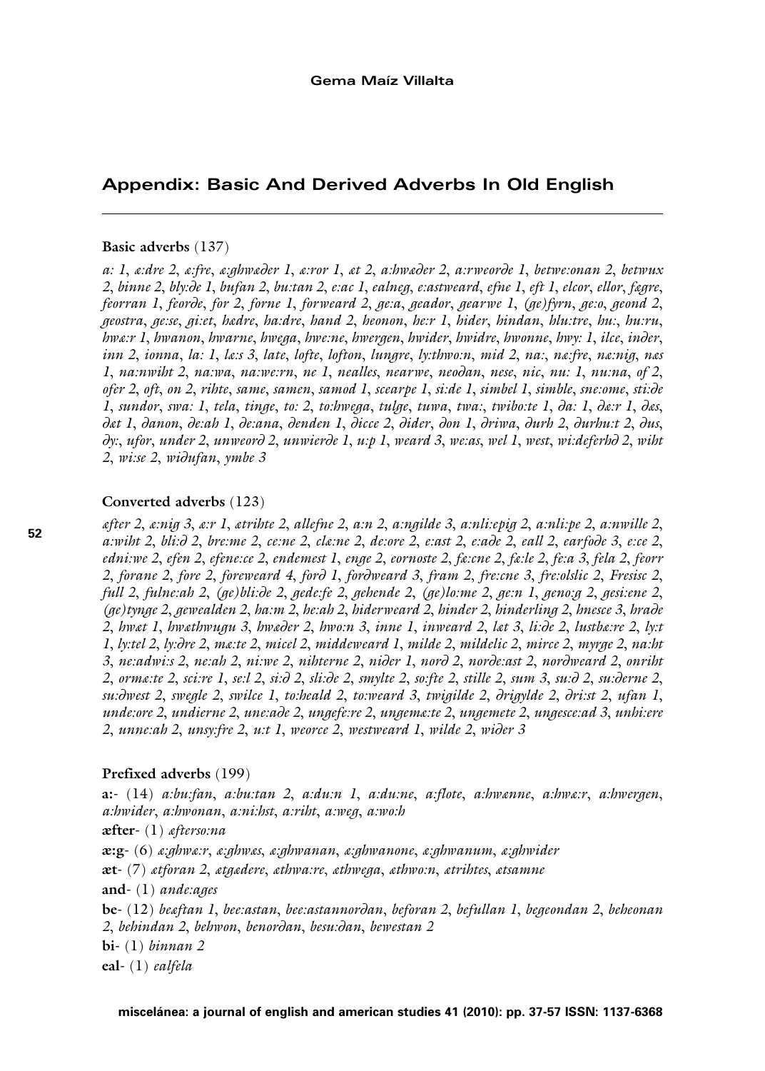## Appendix: Basic And Derived Adverbs In Old English

**Basic adverbs** (137)

*a: 1*, *æ:dre 2*, *æ:fre*, *æ:ghwæðer 1*, *æ:ror 1*, *æt 2*, *a:hwæðer 2*, *a:rweorðe 1*, *betwe:onan 2*, *betwux 2*, *binne 2*, *bly:ðe 1*, *bufan 2*, *bu:tan 2*, *e:ac 1*, *ealneg*, *e:astweard*, *efne 1*, *eft 1*, *elcor*, *ellor*, *fægre*, *feorran 1*, *feorðe*, *for 2*, *forne 1*, *forweard 2*, *ge:a*, *geador*, *gearwe 1*, *(ge)fyrn*, *ge:o*, *geond 2*, *geostra*, *ge:se*, *gi:et*, *hædre*, *ha:dre*, *hand 2*, *heonon*, *he:r 1*, *hider*, *hindan*, *hlu:tre*, *hu:*, *hu:ru*, *hwæ:r 1*, *hwanon*, *hwarne*, *hwega*, *hwe:ne*, *hwergen*, *hwider*, *hwidre*, *hwonne*, *hwy: 1*, *ilce*, *inðer*, *inn 2*, *ionna*, *la: 1*, *læ:s 3*, *late*, *lofte*, *lofton*, *lungre*, *ly:thwo:n*, *mid 2*, *na:*, *næ:fre*, *næ:nig*, *næs 1*, *na:nwiht 2*, *na:wa*, *na:we:rn*, *ne 1*, *nealles*, *nearwe*, *neoðan*, *nese*, *nic*, *nu: 1*, *nu:na*, *of 2*, *ofer 2*, *oft*, *on 2*, *rihte*, *same*, *samen*, *samod 1*, *scearpe 1*, *si:ðe 1*, *simbel 1*, *simble*, *sne:ome*, *sti:ðe 1*, *sundor*, *swa: 1*, *tela*, *tinge*, *to: 2*, *to:hwega*, *tulge*, *tuwa*, *twa:*, *twibo:te 1*, *ða: 1*, *ðæ:r 1*, *ðæs*, *ðæt 1*, *ðanon*, *ðe:ah 1*, *ðe:ana*, *ðenden 1*, *ðicce 2*, *ðider*, *ðon 1*, *ðriwa*, *ðurh 2*, *ðurhu:t 2*, *ðus*, *ðy:*, *ufor*, *under 2*, *unweorð 2*, *unwierðe 1*, *u:p 1*, *weard 3*, *we:as*, *wel 1*, *west*, *wi:deferhð 2*, *wiht 2*, *wi:se 2*, *wiðufan*, *ymbe 3*

**Converted adverbs** (123)

*æfter 2*, *æ:nig 3*, *æ:r 1*, *ætrihte 2*, *allefne 2*, *a:n 2*, *a:ngilde 3*, *a:nli:epig 2*, *a:nli:pe 2*, *a:nwille 2*, *a:wiht 2*, *bli:ð 2*, *bre:me 2*, *ce:ne 2*, *clæ:ne 2*, *de:ore 2*, *e:ast 2*, *e:aðe 2*, *eall 2*, *earfoðe 3*, *e:ce 2*, *edni:we 2*, *efen 2*, *efene:ce 2*, *endemest 1*, *enge 2*, *eornoste 2*, *fæ:cne 2*, *fæ:le 2*, *fe:a 3*, *fela 2*, *feorr 2*, *forane 2*, *fore 2*, *foreweard 4*, *forð 1*, *forðweard 3*, *fram 2*, *fre:cne 3*, *fre:olslic 2*, *Fresisc 2*, *full 2*, *fulne:ah 2*, *(ge)bli:ðe 2*, *gede:fe 2*, *gehende 2*, *(ge)lo:me 2*, *ge:n 1*, *geno:g 2*, *gesi:ene 2*, *(ge)tynge 2*, *gewealden 2*, *ha:m 2*, *he:ah 2*, *hiderweard 2*, *hinder 2*, *hinderling 2*, *hnesce 3*, *hraðe 2*, *hwæt 1*, *hwæthwugu 3*, *hwæðer 2*, *hwo:n 3*, *inne 1*, *inweard 2*, *læt 3*, *li:ðe 2*, *lustbæ:re 2*, *ly:t 1*, *ly:tel 2*, *ly:ðre 2*, *mæ:te 2*, *micel 2*, *middeweard 1*, *milde 2*, *mildelic 2*, *mirce 2*, *myrge 2*, *na:ht 3*, *ne:adwi:s 2*, *ne:ah 2*, *ni:we 2*, *nihterne 2*, *niðer 1*, *norð 2*, *norðe:ast 2*, *norðweard 2*, *onriht 2*, *ormæ:te 2*, *sci:re 1*, *se:l 2*, *si:ð 2*, *sli:ðe 2*, *smylte 2*, *so:fte 2*, *stille 2*, *sum 3*, *su:ð 2*, *su:ðerne 2*, *su:ðwest 2*, *swegle 2*, *swilce 1*, *to:heald 2*, *to:weard 3*, *twigilde 2*, *ðrigylde 2*, *ðri:st 2*, *ufan 1*, *unde:ore 2*, *undierne 2*, *une:aðe 2*, *ungefe:re 2*, *ungemæ:te 2*, *ungemete 2*, *ungesce:ad 3*, *unhi:ere 2*, *unne:ah 2*, *unsy:fre 2*, *u:t 1*, *weorce 2*, *westweard 1*, *wilde 2*, *wiðer 3*

**Prefixed adverbs** (199)

**a:-** (14) *a:bu:fan*, *a:bu:tan 2*, *a:du:n 1*, *a:du:ne*, *a:flote*, *a:hwænne*, *a:hwæ:r*, *a:hwergen*, *a:hwider*, *a:hwonan*, *a:ni:hst*, *a:riht*, *a:weg*, *a:wo:h*

**æfter-** (1) *æfterso:na*

**æ:g-** (6) *æ:ghwæ:r*, *æ:ghwæs*, *æ:ghwanan*, *æ:ghwanone*, *æ:ghwanum*, *æ:ghwider*

**æt-** (7) *ætforan 2*, *ætgædere*, *æthwa:re*, *æthwega*, *æthwo:n*, *ætrihtes*, *ætsamne*

**and-** (1) *ande:ages*

**be-** (12) *beæftan 1*, *bee:astan*, *bee:astannorðan*, *beforan 2*, *befullan 1*, *begeondan 2*, *beheonan 2*, *behindan 2*, *behwon*, *benorðan*, *besu:ðan*, *bewestan 2*

**bi-** (1) *binnan 2*

**eal-** (1) *ealfela*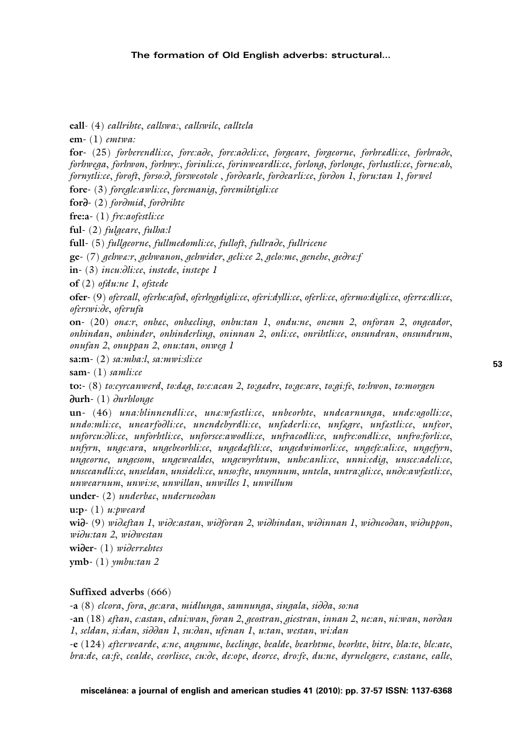**eall**- (4) *eallrihte*, *eallswa:*, *eallswilc*, *ealltela*

**em**- (1) *emtwa:*

**for**- (25) *forberendli:ce*, *fore:aðe*, *fore:aðeli:ce*, *forgeare*, *forgeorne*, *forhrædli:ce*, *forhraðe*, *forhwega*, *forhwon*, *forhwy:*, *forinli:ce*, *forinweardli:ce*, *forlong*, *forlonge*, *forlustli:ce*, *forne:ah*, *fornytli:ce*, *foroft*, *forso:ð*, *forsweotole* , *forðearle*, *forðearli:ce*, *forðon 1*, *foru:tan 1*, *forwel*

**fore**- (3) *foregle:awli:ce*, *foremanig*, *foremihtigli:ce*

**forð**- (2) *forðmid*, *forðrihte*

**fre:a**- (1) *fre:aofestli:ce*

**ful**- (2) *fulgeare*, *fulha:l*

**full**- (5) *fullgeorne*, *fullmedomli:ce*, *fulloft*, *fullraðe*, *fullricene*

**ge**- (7) *gehwæ:r*, *gehwanon*, *gehwider*, *geli:ce 2*, *gelo:me*, *genehe*, *geðræ:f*

**in**- (3) *incu:ðli:ce*, *instede*, *instepe 1*

**of** (2) *ofdu:ne 1*, *ofstede*

**ofer**- (9) *ofereall*, *oferhe:afod*, *oferhygdigli:ce*, *oferi:dylli:ce*, *oferli:ce*, *ofermo:digli:ce*, *oferræ:dli:ce*, *oferswi:ðe*, *oferufa*

**on**- (20) *onæ:r*, *onbæc*, *onbæcling*, *onbu:tan 1*, *ondu:ne*, *onemn 2*, *onforan 2*, *ongeador*, *onhindan*, *onhinder*, *onhinderling*, *oninnan 2*, *onli:ce*, *onrihtli:ce*, *onsundran*, *onsundrum*, *onufan 2*, *onuppan 2*, *onu:tan*, *onweg 1*

**sa:m**- (2) *sa:mha:l*, *sa:mwi:sli:ce*

**sam**- (1) *samli:ce*

**to:**- (8) *to:cyrcanwerd*, *to:dæg*, *to:e:acan 2*, *to:gædre*, *to:ge:are*, *to:gi:fe*, *to:hwon*, *to:morgen*

**ðurh**- (1) *ðurhlonge*

**un**- (46) *una:blinnendli:ce*, *unæ:wfæstli:ce*, *unbeorhte*, *undearnunga*, *unde:ogolli:ce*, *undo:mli:ce*, *unearfoðli:ce*, *unendebyrdli:ce*, *unfæderli:ce*, *unfægre*, *unfæstli:ce*, *unfeor*, *unforcu:ðli:ce*, *unforhtli:ce*, *unforsce:awodli:ce*, *unfracodli:ce*, *unfre:ondli:ce*, *unfro:forli:ce*, *unfyrn*, *unge:ara*, *ungebeorhli:ce*, *ungedæftli:ce*, *ungedwimorli:ce*, *ungefe:ali:ce*, *ungefyrn*, *ungeorne*, *ungesom*, *ungewealdes*, *ungewyrhtum*, *unhe:anli:ce*, *unni:edig*, *unsce:adeli:ce*, *unsceandli:ce*, *unseldan*, *unsideli:ce*, *unso:fte*, *unsynnum*, *untela*, *untra:gli:ce*, *unðe:awfæstli:ce*, *unwearnum*, *unwi:se*, *unwillan*, *unwilles 1*, *unwillum*

**under**- (2) *underbæc*, *underneoðan*

**u:p**- (1) *u:pweard*

**wið**- (9) *wiðæftan 1*, *wiðe:astan*, *wiðforan 2*, *wiðhindan*, *wiðinnan 1*, *wiðneoðan*, *wiðuppon*, *wiðu:tan 2*, *wiðwestan*

**wiðer**- (1) *wiðerræhtes*

**ymb**- (1) *ymbu:tan 2*

### Suffixed adverbs (666)

-**a** (8) *elcora*, *fora*, *ge:ara*, *midlunga*, *samnunga*, *singala*, *siðða*, *so:na*

-**an** (18) *æftan*, *e:astan*, *edni:wan*, *foran 2*, *geostran*, *giestran*, *innan 2*, *ne:an*, *ni:wan*, *norðan 1*, *seldan*, *si:ðan*, *siððan 1*, *su:ðan*, *ufenan 1*, *u:tan*, *westan*, *wi:dan*

-**e** (124) *æfterwearde*, *æ:ne*, *angsume*, *bæclinge*, *bealde*, *bearhtme*, *beorhte*, *bitre*, *bla:te*, *ble:ate*, *bra:de*, *ca:fe*, *cealde*, *ceorlisce*, *cu:ðe*, *de:ope*, *deorce*, *dro:fe*, *du:ne*, *dyrnelegere*, *e:astane*, *ealle*,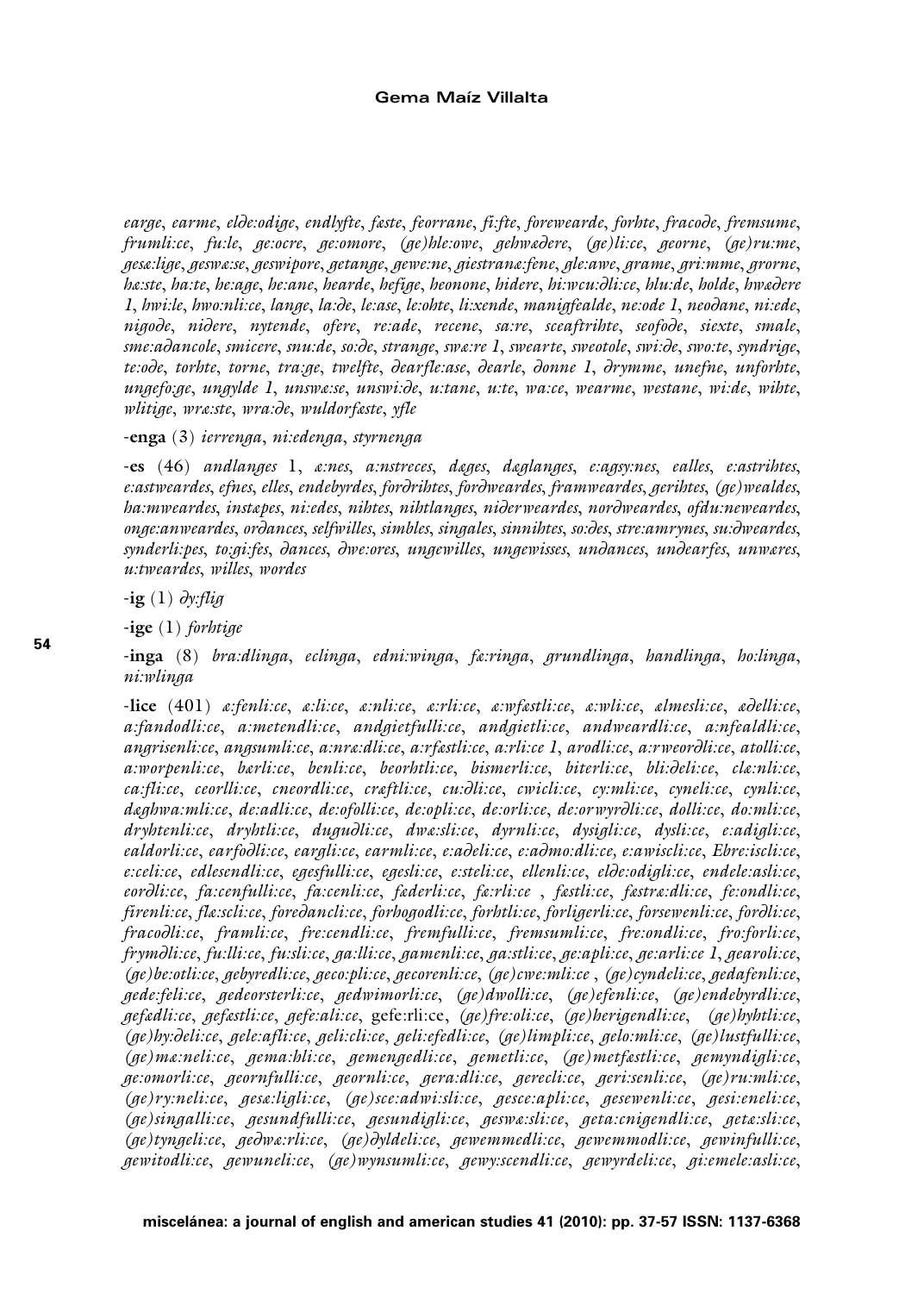*earge*, *earme*, *elðe:odige*, *endlyfte*, *fæste*, *feorrane*, *fi:fte*, *forewearde*, *forhte*, *fracoðe*, *fremsume*, *frumli:ce*, *fu:le*, *ge:ocre*, *ge:omore*, *(ge)hle:owe*, *gehwæðere*, *(ge)li:ce*, *georne*, *(ge)ru:me*, *gesæ:lige*, *geswæ:se*, *geswipore*, *getange*, *gewe:ne*, *giestranæ:fene*, *gle:awe*, *grame*, *gri:mme*, *grorne*, *hæ:ste*, *ha:te*, *he:age*, *he:ane*, *hearde*, *hefige*, *heonone*, *hidere*, *hi:wcu:ðli:ce*, *hlu:de*, *holde*, *hwæðere 1*, *hwi:le*, *hwo:nli:ce*, *lange*, *la:ðe*, *le:ase*, *le:ohte*, *li:xende*, *manigfealde*, *ne:ode 1*, *neoðane*, *ni:ede*, *nigoðe*, *niðere*, *nytende*, *ofere*, *re:ade*, *recene*, *sa:re*, *sceaftrihte*, *seofoðe*, *siexte*, *smale*, *sme:aðancole*, *smicere*, *snu:de*, *so:ðe*, *strange*, *swæ:re 1*, *swearte*, *sweotole*, *swi:ðe*, *swo:te*, *syndrige*, *te:oðe*, *torhte*, *torne*, *tra:ge*, *twelfte*, *ðearfle:ase*, *ðearle*, *ðonne 1*, *ðrymme*, *unefne*, *unforhte*, *ungefo:ge*, *ungylde 1*, *unswæ:se*, *unswi:ðe*, *u:tane*, *u:te*, *wa:ce*, *wearme*, *westane*, *wi:de*, *wihte*, *wlitige*, *wræ:ste*, *wra:ðe*, *wuldorfæste*, *yfle*

**-enga** (3) *ierrenga*, *ni:edenga*, *styrnenga*

**-es** (46) *andlanges 1*, *æ:nes*, *a:nstreces*, *dæges*, *dæglanges*, *e:agsy:nes*, *ealles*, *e:astrihtes*, *e:astweardes*, *efnes*, *elles*, *endebyrdes*, *forðrihtes*, *forðweardes*, *framweardes*, *gerihtes*, *(ge)wealdes*, *ha:mweardes*, *instæpes*, *ni:edes*, *nihtes*, *nihtlanges*, *niðerweardes*, *norðweardes*, *ofdu:neweardes*, *onge:anweardes*, *orðances*, *selfwilles*, *simbles*, *singales*, *sinnihtes*, *so:ðes*, *stre:amrynes*, *su:ðweardes*, *synderli:pes*, *to:gi:fes*, *ðances*, *ðwe:ores*, *ungewilles*, *ungewisses*, *unðances*, *unðearfes*, *unwæres*, *u:tweardes*, *willes*, *wordes*

**-ig** (1) *ðy:flig*

**-ige** (1) *forhtige*

**-inga** (8) *bra:dlinga*, *eclinga*, *edni:winga*, *fæ:ringa*, *grundlinga*, *handlinga*, *ho:linga*, *ni:wlinga*

**-lice** (401) *æ:fenli:ce*, *æ:li:ce*, *æ:nli:ce*, *æ:rli:ce*, *æ:wfæstli:ce*, *æ:wli:ce*, *ælmesli:ce*, *æðelli:ce*, *a:fandodli:ce*, *a:metendli:ce*, *andgietfulli:ce*, *andgietli:ce*, *andweardli:ce*, *a:nfealdli:ce*, *angrisenli:ce*, *angsumli:ce*, *a:nræ:dli:ce*, *a:rfæstli:ce*, *a:rli:ce 1*, *arodli:ce*, *a:rweorðli:ce*, *atolli:ce*, *a:worpenli:ce*, *bærli:ce*, *benli:ce*, *beorhtli:ce*, *bismerli:ce*, *biterli:ce*, *bli:ðeli:ce*, *clæ:nli:ce*, *ca:fli:ce*, *ceorlli:ce*, *cneordli:ce*, *cræftli:ce*, *cu:ðli:ce*, *cwicli:ce*, *cy:mli:ce*, *cyneli:ce*, *cynli:ce*, *dæghwa:mli:ce*, *de:adli:ce*, *de:ofolli:ce*, *de:opli:ce*, *de:orli:ce*, *de:orwyrðli:ce*, *dolli:ce*, *do:mli:ce*, *dryhtenli:ce*, *dryhtli:ce*, *duguðli:ce*, *dwæ:sli:ce*, *dyrnli:ce*, *dysigli:ce*, *dysli:ce*, *e:adigli:ce*, *ealdorli:ce*, *earfoðli:ce*, *eargli:ce*, *earmli:ce*, *e:aðeli:ce*, *e:aðmo:dli:ce*, *e:awiscli:ce*, *Ebre:iscli:ce*, *e:celi:ce*, *edlesendli:ce*, *egesfulli:ce*, *egesli:ce*, *e:steli:ce*, *ellenli:ce*, *elðe:odigli:ce*, *endele:asli:ce*, *eorðli:ce*, *fa:cenfulli:ce*, *fa:cenli:ce*, *fæderli:ce*, *fæ:rli:ce* , *fæstli:ce*, *fæstræ:dli:ce*, *fe:ondli:ce*, *firenli:ce*, *flæ:scli:ce*, *foreðancli:ce*, *forhogodli:ce*, *forhtli:ce*, *forligerli:ce*, *forsewenli:ce*, *forðli:ce*, *fracoðli:ce*, *framli:ce*, *fre:cendli:ce*, *fremfulli:cetl*, *fremsumli:ce*, *fre:ondli:ce*, *fro:forli:ce*, *frymðli:ce*, *fu:lli:ce*, *fu:sli:ce*, *ga:lli:ce*, *gamenli:ce*, *ga:stli:ce*, *ge:apli:ce*, *ge:arli:ce 1*, *gearoli:ce*, *(ge)be:otli:ce*, *gebyredli:ce*, *geco:pli:ce*, *gecorenli:ce*, *(ge)cwe:mli:ce* , *(ge)cyndeli:ce*, *gedafenli:ce*, *gede:feli:ce*, *gedeorsterli:ce*, *gedwimorli:ce*, *(ge)dwolli:ce*, *(ge)efenli:ce*, *(ge)endebyrdli:ce*, *gefædli:ce*, *gefæstli:ce*, *gefe:ali:ce*, gefe:rli:ce, *(ge)fre:oli:ce*, *(ge)herigendli:ce*, *(ge)hyhtli:ce*, *(ge)hy:ðeli:ce*, *gele:afli:ce*, *geli:cli:ce*, *geli:efedli:ce*, *(ge)limpli:ce*, *gelo:mli:ce*, *(ge)lustfulli:ce*, *(ge)mæ:neli:ce*, *gema:hli:ce*, *gemengedli:ce*, *gemetli:ce*, *(ge)metfæstli:ce*, *gemyndigli:ce*, *ge:omorli:ce*, *geornfulli:ce*, *geornli:ce*, *gera:dli:ce*, *gerecli:ce*, *geri:senli:ce*, *(ge)ru:mli:ce*, *(ge)ry:neli:ce*, *gesæ:ligli:ce*, *(ge)sce:adwi:sli:ce*, *gesce:apli:ce*, *gesewenli:ce*, *gesi:eneli:ce*, *(ge)singalli:ce*, *gesundfulli:ce*, *gesundigli:ce*, *geswæ:sli:ce*, *geta:cnigendli:ce*, *getæ:sli:ce*, *(ge)tyngeli:ce*, *geðwæ:rli:ce*, *(ge)ðyldeli:ce*, *gewemmedli:ce*, *gewemmodli:ce*, *gewinfulli:ce*, *gewitodli:ce*, *gewuneli:ce*, *(ge)wynsumli:ce*, *gewy:scendli:ce*, *gewyrdeli:ce*, *gi:emele:asli:ce*,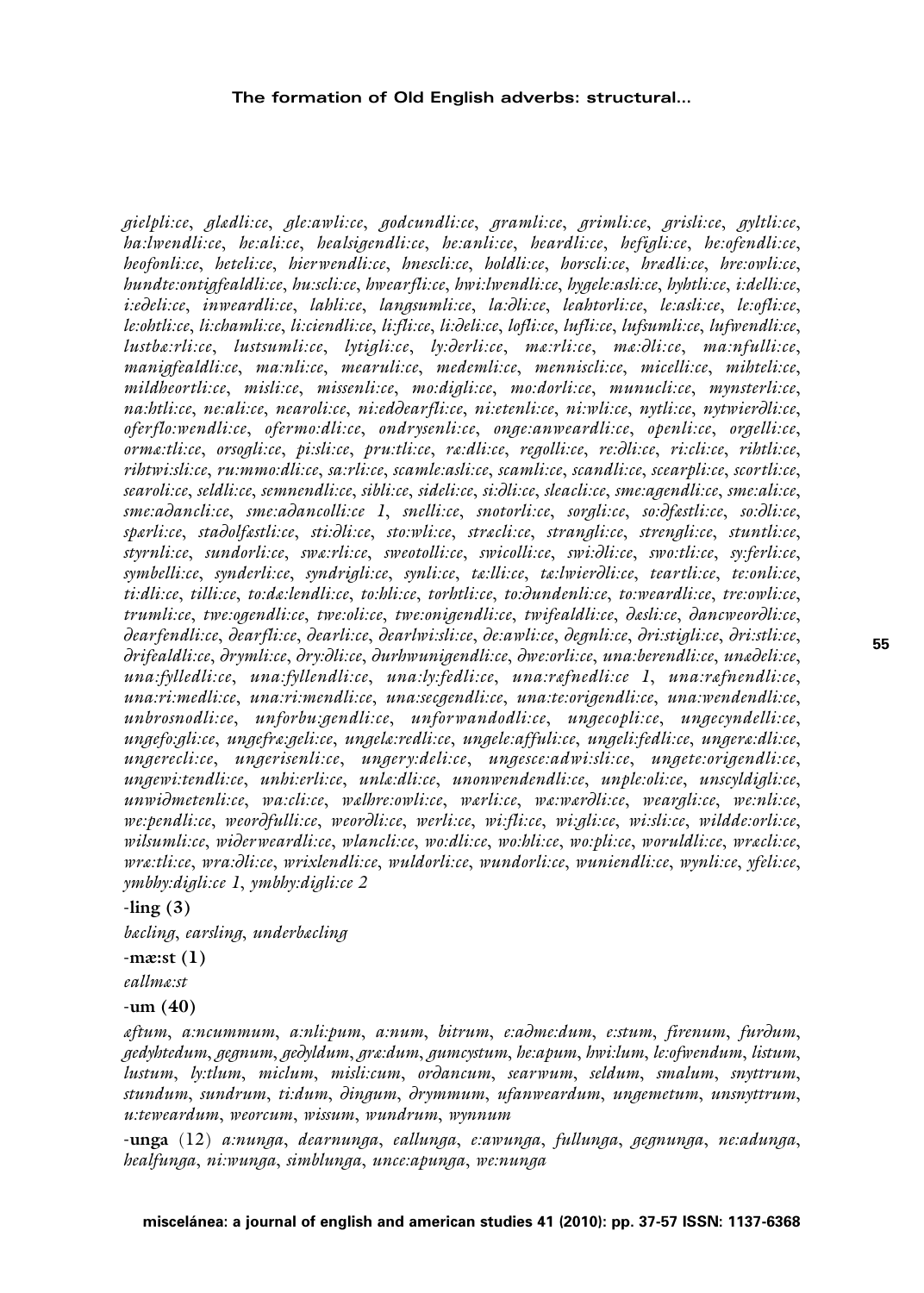*gielpli:ce*, *glædli:ce*, *gle:awli:ce*, *godcundli:ce*, *gramli:ce*, *grimli:ce*, *grisli:ce*, *gyltli:ce*, *ha:lwendli:ce*, *he:ali:ce*, *healsigendli:ce*, *he:anli:ce*, *heardli:ce*, *hefigli:ce*, *he:ofendli:ce*, *heofonli:ce*, *heteli:ce*, *hierwendli:ce*, *hnescli:ce*, *holdli:ce*, *horscli:ce*, *hrædli:ce*, *hre:owli:ce*, *hundte:ontigfealdli:ce*, *hu:scli:ce*, *hwearfli:ce*, *hwi:lwendli:ce*, *hygele:asli:ce*, *hyhtli:ce*, *i:delli:ce*, *i:eðeli:ce*, *inweardli:ce*, *lahli:ce*, *langsumli:ce*, *la:ðli:ce*, *leahtorli:ce*, *le:asli:ce*, *le:ofli:ce*, *le:ohtli:ce*, *li:chamli:ce*, *li:ciendli:ce*, *li:fli:ce*, *li:ðeli:ce*, *lofli:ce*, *lufli:ce*, *lufsumli:ce*, *lufwendli:ce*, *lustbæ:rli:ce*, *lustsumli:ce*, *lytigli:ce*, *ly:ðerli:ce*, *mæ:rli:ce*, *mæ:ðli:ce*, *ma:nfulli:ce*, *manigfealdli:ce*, *ma:nli:ce*, *mearuli:ce*, *medemli:ce*, *menniscli:ce*, *micelli:ce*, *mihteli:ce*, *mildheortli:ce*, *misli:ce*, *missenli:ce*, *mo:digli:ce*, *mo:dorli:ce*, *munucli:ce*, *mynsterli:ce*, *na:htli:ce*, *ne:ali:ce*, *nearoli:ce*, *ni:edðearfli:ce*, *ni:etenli:ce*, *ni:wli:ce*, *nytli:ce*, *nytwierðli:ce*, *oferflo:wendli:ce*, *ofermo:dli:ce*, *ondrysenli:ce*, *onge:anweardli:ce*, *openli:ce*, *orgelli:ce*, *ormæ:tli:ce*, *orsogli:ce*, *pi:sli:ce*, *pru:tli:ce*, *ræ:dli:ce*, *regolli:ce*, *re:ðli:ce*, *ri:cli:ce*, *rihtli:ce*, *rihtwi:sli:ce*, *ru:mmo:dli:ce*, *sa:rli:ce*, *scamle:asli:ce*, *scamli:ce*, *scandli:ce*, *scearpli:ce*, *scortli:ce*, *searoli:ce*, *seldli:ce*, *semnendli:ce*, *sibli:ce*, *sideli:ce*, *si:ðli:ce*, *sleacli:ce*, *sme:agendli:ce*, *sme:ali:ce*, *sme:aðancli:ce*, *sme:aðancolli:ce 1*, *snelli:ce*, *snotorli:ce*, *sorgli:ce*, *so:ðfæstli:ce*, *so:ðli:ce*, *spærli:ce*, *staðolfæstli:ce*, *sti:ðli:ce*, *sto:wli:ce*, *stræcli:ce*, *strangli:ce*, *strengli:ce*, *stuntli:ce*, *styrnli:ce*, *sundorli:ce*, *swæ:rli:ce*, *sweotolli:ce*, *swicolli:ce*, *swi:ðli:ce*, *swo:tli:ce*, *sy:ferli:ce*, *symbelli:ce*, *synderli:ce*, *syndrigli:ce*, *synli:ce*, *tæ:lli:ce*, *tæ:lwierðli:ce*, *teartli:ce*, *te:onli:ce*, *ti:dli:ce*, *tilli:ce*, *to:dæ:lendli:ce*, *to:hli:ce*, *torhtli:ce*, *to:ðundenli:ce*, *to:weardli:ce*, *tre:owli:ce*, *trumli:ce*, *twe:ogendli:ce*, *twe:oli:ce*, *twe:onigendli:ce*, *twifealdli:ce*, *ðæsli:ce*, *ðancweorðli:ce*, *ðearfendli:ce*, *ðearfli:ce*, *ðearli:ce*, *ðearlwi:sli:ce*, *ðe:awli:ce*, *ðegnli:ce*, *ðri:stigli:ce*, *ðri:stli:ce*, *ðrifealdli:ce*, *ðrymli:ce*, *ðry:ðli:ce*, *ðurhwunigendli:ce*, *ðwe:orli:ce*, *una:berendli:ce*, *unæðeli:ce*, *una:fylledli:ce*, *una:fyllendli:ce*, *una:ly:fedli:ce*, *una:ræfnedli:ce 1*, *una:ræfnendli:ce*, *una:ri:medli:ce*, *una:ri:mendli:ce*, *una:secgendli:ce*, *una:te:origendli:ce*, *una:wendendli:ce*, *unbrosnodli:ce*, *unforbu:gendli:ce*, *unforwandodli:ce*, *ungecopli:ce*, *ungecyndelli:ce*, *ungefo:gli:ce*, *ungefræ:geli:ce*, *ungelæ:redli:ce*, *ungele:affuli:ce*, *ungeli:fedli:ce*, *ungeræ:dli:ce*, *ungerecli:ce*, *ungerisenli:ce*, *ungery:deli:ce*, *ungesce:adwi:sli:ce*, *ungete:origendli:ce*, *ungewi:tendli:ce*, *unhi:erli:ce*, *unlæ:dli:ce*, *unonwendendli:ce*, *unple:oli:ce*, *unscyldigli:ce*, *unwiðmetenli:ce*, *wa:cli:ce*, *wælhre:owli:ce*, *wærli:ce*, *wæ:wærðli:ce*, *weargli:ce*, *we:nli:ce*, *we:pendli:ce*, *weorðfulli:ce*, *weorðli:ce*, *werli:ce*, *wi:fli:ce*, *wi:gli:ce*, *wi:sli:ce*, *wildde:orli:ce*, *wilsumli:ce*, *wiðerweardli:ce*, *wlancli:ce*, *wo:dli:ce*, *wo:hli:ce*, *wo:pli:ce*, *woruldli:ce*, *wræcli:ce*, *wræ:tli:ce*, *wra:ðli:ce*, *wrixlendli:ce*, *wuldorli:ce*, *wundorli:ce*, *wuniendli:ce*, *wynli:ce*, *yfeli:ce*, *ymbhy:digli:ce 1*, *ymbhy:digli:ce 2*

**-ling (3)**

*bæcling*, *earsling*, *underbæcling*

**-mæ:st (1)**

*eallmæ:st*

**-um (40)**

*æftum*, *a:ncummum*, *a:nli:pum*, *a:num*, *bitrum*, *e:aðme:dum*, *e:stum*, *firenum*, *furðum*, *gedyhtedum*, *gegnum*, *geðyldum*, *græ:dum*, *gumcystum*, *he:apum*, *hwi:lum*, *le:ofwendum*, *listum*, *lustum*, *ly:tlum*, *miclum*, *misli:cum*, *orðancum*, *searwum*, *seldum*, *smalum*, *snyttrum*, *stundum*, *sundrum*, *ti:dum*, *ðingum*, *ðrymmum*, *ufanweardum*, *ungemetum*, *unsnyttrum*, *u:teweardum*, *weorcum*, *wissum*, *wundrum*, *wynnum*

**-unga** (12) *a:nunga*, *dearnunga*, *eallunga*, *e:awunga*, *fullunga*, *gegnunga*, *ne:adunga*, *healfunga*, *ni:wunga*, *simblunga*, *unce:apunga*, *we:nunga*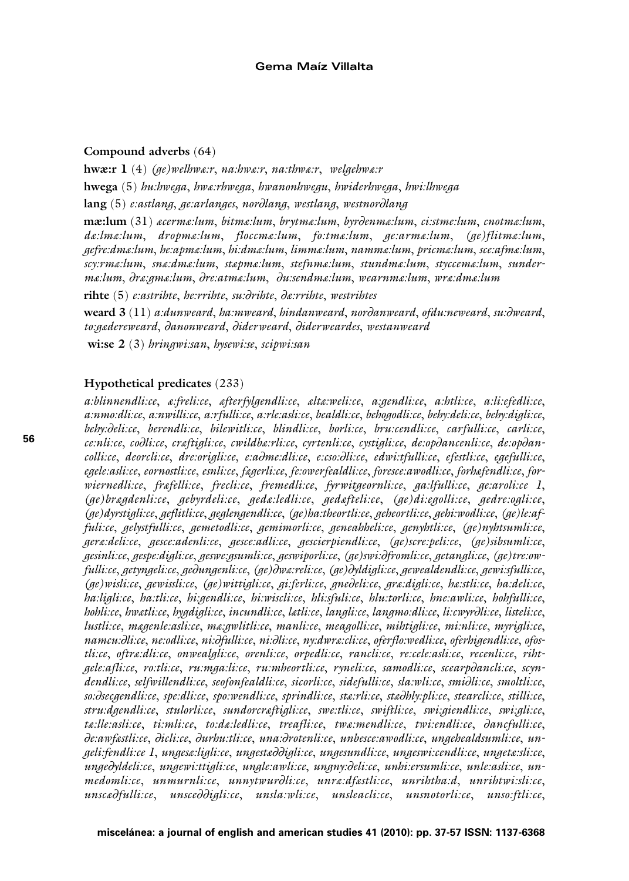**Compound adverbs** (64)

**hwæ:r 1** (4) *(ge)welhwæ:r*, *na:hwæ:r*, *na:thwæ:r*, *welgehwæ:r*

**hwega** (5) *hu:hwega*, *hwæ:rhwega*, *hwanonhwegu*, *hwiderhwega*, *hwi:lhwega*

**lang** (5) *e:astlang*, *ge:arlanges*, *norðlang*, *westlang*, *westnorðlang*

**mæ:lum** (31) *æcermæ:lum*, *bitmæ:lum*, *brytmæ:lum*, *byrðenmæ:lum*, *ci:stme:lum*, *cnotmæ:lum*, *dæ:lmæ:lum*, *dropmæ:lum*, *floccmæ:lum*, *fo:tmæ:lum*, *ge:armæ:lum*, *(ge)flitmæ:lum*, *gefre:dmæ:lum*, *he:apmæ:lum*, *hi:dmæ:lum*, *limmæ:lum*, *nammæ:lum*, *pricmæ:lum*, *sce:afmæ:lum*, *scy:rmæ:lum*, *snæ:dmæ:lum*, *stæpmæ:lum*, *stefnmæ:lum*, *stundmæ:lum*, *styccemæ:lum*, *sundermæ:lum*, *ðræ:gmæ:lum*, *ðre:atmæ:lum*, *ðu:sendmæ:lum*, *wearnmæ:lum*, *wræ:dmæ:lum*

**rihte** (5) *e:astrihte*, *he:rrihte*, *su:ðrihte*, *ðæ:rrihte*, *westrihtes*

**weard 3** (11) *a:dunweard*, *ha:mweard*, *hindanweard*, *norðanweard*, *ofdu:neweard*, *su:ðweard*, *to:gædereweard*, *ðanonweard*, *ðiderweard*, *ðiderweardes*, *westanweard*

**wi:se 2** (3) *hringwi:san*, *hysewi:se*, *scipwi:san*

**Hypothetical predicates** (233)

*a:blinnendli:ce*, *æ:freli:ce*, *æfterfylgendli:ce*, *æltæ:weli:ce*, *a:gendli:ce*, *a:htli:ce*, *a:li:efedli:ce*, *a:nmo:dli:ce*, *a:nwilli:ce*, *a:rfulli:ce*, *a:rle:asli:ce*, *bealdli:ce*, *behogodli:ce*, *behy:deli:ce*, *behy:digli:ce*, *behy:ðeli:ce*, *berendli:ce*, *bilewitli:ce*, *blindli:ce*, *borli:ce*, *bru:cendli:ce*, *carfulli:ce*, *carli:ce*, *ce:nli:ce*, *coðli:ce*, *cræftigli:ce*, *cwildbæ:rli:ce*, *cyrtenli:ce*, *cystigli:ce*, *de:opðancenli:ce*, *de:opðancolli:ce*, *deorcli:ce*, *dre:origli:ce*, *e:aðme:dli:ce*, *e:cso:ðli:ce*, *edwi:tfulli:ce*, *efestli:ce*, *egefulli:ce*, *egele:asli:ce*, *eornostli:ce*, *esnli:ce*, *fægerli:ce*, *fe:owerfealdli:ce*, *foresce:awodli:ce*, *forhæfendli:ce*, *forwiernedli:ce*, *fræfelli:ce*, *frecli:ce*, *fremedli:ce*, *fyrwitgeornli:ce*, *ga:lfulli:ce*, *ge:aroli:ce 1*, *(ge)brægdenli:ce*, *gebyrdeli:ce*, *gedæ:ledli:ce*, *gedæfteli:ce*, *(ge)di:egolli:ce*, *gedre:ogli:ce*, *(ge)dyrstigli:ce*, *geflitli:ce*, *geglengendli:ce*, *(ge)ha:theortli:ce*, *geheortli:ce*, *gehi:wodli:ce*, *(ge)le:affuli:ce*, *gelystfulli:ce*, *gemetodli:ce*, *gemimorli:ce*, *geneahheli:ce*, *genyhtli:ce*, *(ge)nyhtsumli:ce*, *geræ:deli:ce*, *gesce:adenli:ce*, *gesce:adli:ce*, *gescierpiendli:ce*, *(ge)scre:peli:ce*, *(ge)sibsumli:ce*, *gesinli:ce*, *gespe:digli:ce*, *geswe:gsumli:ce*, *geswiporli:ce*, *(ge)swi:ðfromli:ce*, *getangli:ce*, *(ge)tre:owfulli:ce*, *getyngeli:ce*, *geðungenli:ce*, *(ge)ðwæ:reli:ce*, *(ge)ðyldigli:ce*, *gewealdendli:ce*, *gewi:sfulli:ce*, *(ge)wisli:ce*, *gewissli:ce*, *(ge)wittigli:ce*, *gi:ferli:ce*, *gneðeli:ce*, *græ:digli:ce*, *hæ:stli:ce*, *ha:deli:ce*, *ha:ligli:ce*, *ha:tli:ce*, *hi:gendli:ce*, *hi:wiscli:ce*, *hli:sfuli:ce*, *hlu:torli:ce*, *hne:awli:ce*, *hohfulli:ce*, *hohli:ce*, *hwætli:ce*, *hygdigli:ce*, *incundli:ce*, *lætli:ce*, *langli:ce*, *langmo:dli:ce*, *li:cwyrðli:ce*, *listeli:ce*, *lustli:ce*, *mægenle:asli:ce*, *mæ:gwlitli:ce*, *manli:ce*, *meagolli:ce*, *mihtigli:ce*, *mi:nli:ce*, *myrigli:ce*, *namcu:ðli:ce*, *ne:odli:ce*, *ni:ðfulli:ce*, *ni:ðli:ce*, *ny:dwræ:cli:ce*, *oferflo:wedli:ce*, *oferhigendli:ce*, *ofostli:ce*, *oftræ:dli:ce*, *onwealgli:ce*, *orenli:ce*, *orpedli:ce*, *rancli:ce*, *re:cele:asli:ce*, *recenli:ce*, *rihtgele:afli:ce*, *ro:tli:ce*, *ru:mga:li:ce*, *ru:mheortli:ce*, *ryneli:ce*, *samodli:ce*, *scearpðancli:ce*, *scyndendli:ce*, *selfwillendli:ce*, *seofonfealdli:ce*, *sicorli:ce*, *sidefulli:ce*, *sla:wli:ce*, *smiðli:ce*, *smoltli:ce*, *so:ðsecgendli:ce*, *spe:dli:ce*, *spo:wendli:ce*, *sprindli:ce*, *stæ:rli:ce*, *stæðhly:pli:ce*, *stearcli:ce*, *stilli:ce*, *stru:dgendli:ce*, *stulorli:ce*, *sundorcræftigli:ce*, *swe:tli:ce*, *swiftli:ce*, *swi:giendli:ce*, *swi:gli:ce*, *tæ:lle:asli:ce*, *ti:mli:ce*, *to:dæ:ledli:ce*, *treafli:ce*, *twæ:mendli:ce*, *twi:endli:ce*, *ðancfulli:ce*, *ðe:awfæstli:ce*, *ðicli:ce*, *ðurhu:tli:ce*, *una:ðrotenli:ce*, *unbesce:awodli:ce*, *ungehealdsumli:ce*, *ungeli:fendli:ce 1*, *ungesæ:ligli:ce*, *ungestæððigli:ce*, *ungesundli:ce*, *ungeswi:cendli:ce*, *ungetæ:sli:ce*, *ungeðyldeli:ce*, *ungewi:ttigli:ce*, *ungle:awli:ce*, *ungny:ðeli:ce*, *unhi:ersumli:ce*, *unle:asli:ce*, *unmedomli:ce*, *unmurnli:ce*, *unnytwurðli:ce*, *unræ:dfæstli:ce*, *unrihtha:d*, *unrihtwi:sli:ce*, *unscæðfulli:ce*, *unsceððigli:ce*, *unsla:wli:ce*, *unsleacli:ce*, *unsnotorli:ce*, *unso:ftli:ce*,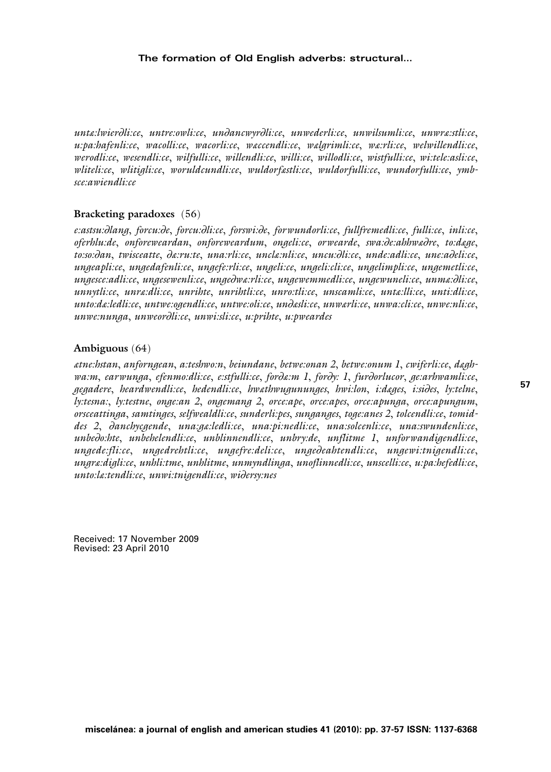*untæ:lwierðli:ce*, *untre:owli:ce*, *unðancwyrðli:ce*, *unwederli:ce*, *unwilsumli:ce*, *unwræ:stli:ce*, *u:pa:hafenli:ce*, *wacolli:ce*, *wacorli:ce*, *wæccendli:ce*, *wælgrimli:ce*, *wæ:rli:ce*, *welwillendli:ce*, *werodli:ce*, *wesendli:ce*, *wilfulli:ce*, *willendli:ce*, *willi:ce*, *willodli:ce*, *wistfulli:ce*, *wi:tele:asli:ce*, *wliteli:ce*, *wlitigli:ce*, *woruldcundli:ce*, *wuldorfæstli:ce*, *wuldorfulli:ce*, *wundorfulli:ce*, *ymbsce:awiendli:ce*

### Bracketing paradoxes (56)

*e:astsu:ðlang*, *forcu:ðe*, *forcu:ðli:ce*, *forswi:ðe*, *forwundorli:ce*, *fullfremedli:ce*, *fulli:ce*, *inli:ce*, *oferhlu:de*, *onforeweardan*, *onforeweardum*, *ongeli:ce*, *orwearde*, *swa:ðe:ahhwæðre*, *to:dæge*, *to:so:ðan*, *twisceatte*, *ðæ:ru:te*, *una:rli:ce*, *unclæ:nli:ce*, *uncu:ðli:ce*, *unde:adli:ce*, *une:aðeli:ce*, *ungeapli:ce*, *ungedafenli:ce*, *ungefe:rli:ce*, *ungeli:ce*, *ungeli:cli:ce*, *ungelimpli:ce*, *ungemetli:ce*, *ungesce:adli:ce*, *ungesewenli:ce*, *ungeðwæ:rli:ce*, *ungewemmedli:ce*, *ungewuneli:ce*, *unmæ:ðli:ce*, *unnytli:ce*, *unræ:dli:ce*, *unrihte*, *unrihtli:ce*, *unro:tli:ce*, *unscamli:ce*, *untæ:lli:ce*, *unti:dli:ce*, *unto:dæ:ledli:ce*, *untwe:ogendli:ce*, *untwe:oli:ce*, *unðæsli:ce*, *unwærli:ce*, *unwa:cli:ce*, *unwe:nli:ce*, *unwe:nunga*, *unweorðli:ce*, *unwi:sli:ce*, *u:prihte*, *u:pweardes*

### Ambiguous (64)

*ætne:hstan*, *anforngean*, *a:teshwo:n*, *beiundane*, *betwe:onan 2*, *betwe:onum 1*, *cwiferli:ce*, *dæghwa:m*, *earwunga*, *efenmo:dli:ce*, *e:stfulli:ce*, *forðæ:m 1*, *forðy: 1*, *furðorlucor*, *ge:arhwamli:ce*, *gegadere*, *heardwendli:ce*, *hedendli:ce*, *hwæthwugununges*, *hwi:lon*, *i:dæges*, *i:siðes*, *ly:telne*, *ly:tesna:*, *ly:testne*, *onge:an 2*, *ongemang 2*, *orce:ape*, *orce:apes*, *orce:apunga*, *orce:apungum*, *orsceattinga*, *samtinges*, *selfwealdli:ce*, *sunderli:pes*, *sunganges*, *toge:anes 2*, *tolcendli:ce*, *tomiddes 2*, *ðanchycgende*, *una:gæ:ledli:ce*, *una:pi:nedli:ce*, *una:solcenli:ce*, *una:swundenli:ce*, *unbeðo:hte*, *unbehelendli:ce*, *unblinnendli:ce*, *unbry:de*, *unflitme 1*, *unforwandigendli:ce*, *ungede:fli:ce*, *ungedrehtli:ce*, *ungefre:deli:ce*, *ungeðeahtendli:ce*, *ungewi:tnigendli:ce*, *ungræ:digli:ce*, *unhli:tme*, *unhlitme*, *unmyndlinga*, *unoflinnedli:ce*, *unscelli:ce*, *u:pa:hefedli:ce*, *unto:læ:tendli:ce*, *unwi:tnigendli:ce*, *wiðersy:nes*

Received: 17 November 2009
Revised: 23 April 2010